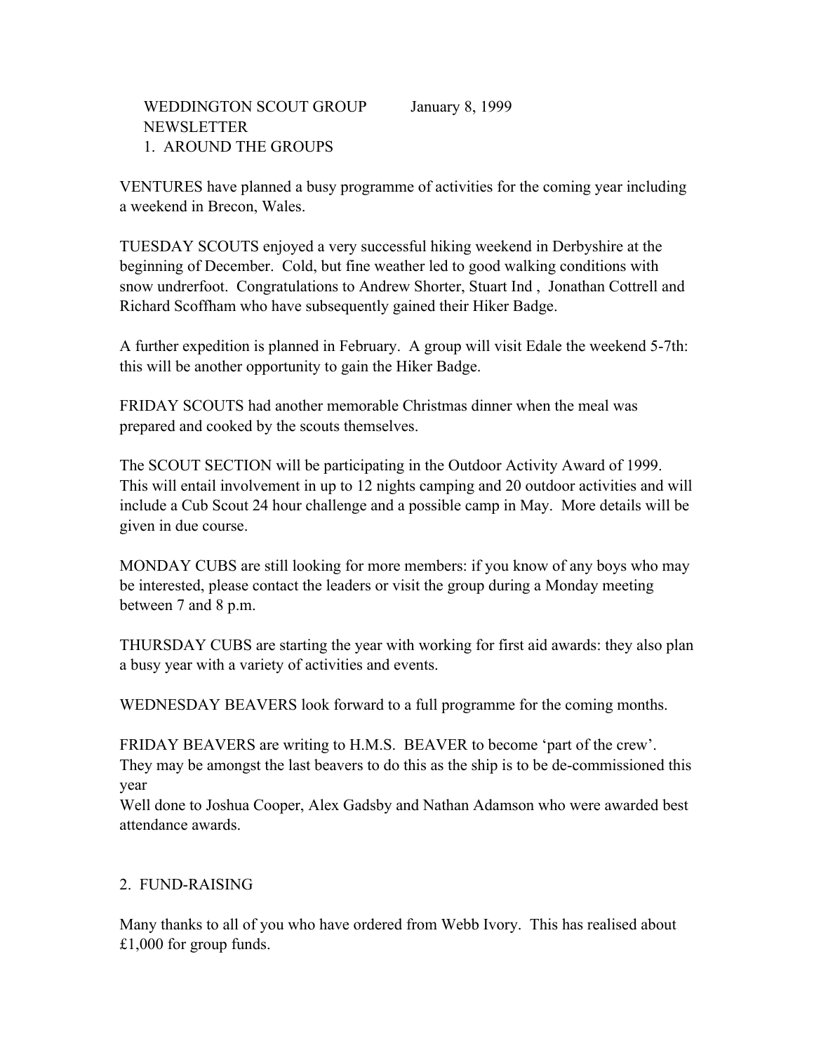WEDDINGTON SCOUT GROUP January 8, 1999
NEWSLETTER

## 1. AROUND THE GROUPS

VENTURES have planned a busy programme of activities for the coming year including a weekend in Brecon, Wales.

TUESDAY SCOUTS enjoyed a very successful hiking weekend in Derbyshire at the beginning of December. Cold, but fine weather led to good walking conditions with snow undrerfoot. Congratulations to Andrew Shorter, Stuart Ind , Jonathan Cottrell and Richard Scoffham who have subsequently gained their Hiker Badge.

A further expedition is planned in February. A group will visit Edale the weekend 5-7th: this will be another opportunity to gain the Hiker Badge.

FRIDAY SCOUTS had another memorable Christmas dinner when the meal was prepared and cooked by the scouts themselves.

The SCOUT SECTION will be participating in the Outdoor Activity Award of 1999. This will entail involvement in up to 12 nights camping and 20 outdoor activities and will include a Cub Scout 24 hour challenge and a possible camp in May. More details will be given in due course.

MONDAY CUBS are still looking for more members: if you know of any boys who may be interested, please contact the leaders or visit the group during a Monday meeting between 7 and 8 p.m.

THURSDAY CUBS are starting the year with working for first aid awards: they also plan a busy year with a variety of activities and events.

WEDNESDAY BEAVERS look forward to a full programme for the coming months.

FRIDAY BEAVERS are writing to H.M.S. BEAVER to become 'part of the crew'. They may be amongst the last beavers to do this as the ship is to be de-commissioned this year
Well done to Joshua Cooper, Alex Gadsby and Nathan Adamson who were awarded best attendance awards.

## 2. FUND-RAISING

Many thanks to all of you who have ordered from Webb Ivory. This has realised about £1,000 for group funds.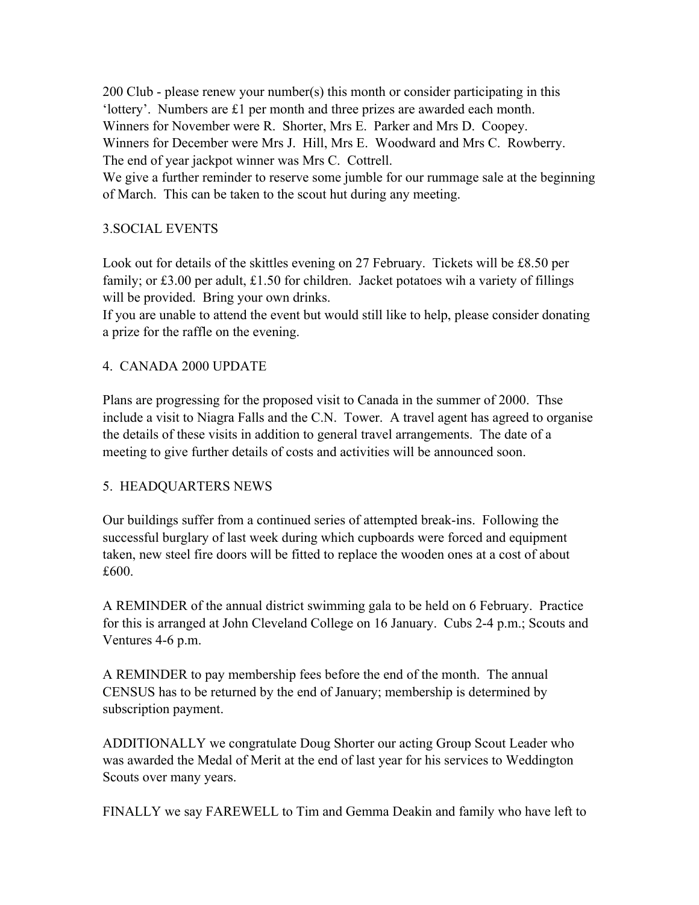200 Club - please renew your number(s) this month or consider participating in this 'lottery'. Numbers are £1 per month and three prizes are awarded each month.
Winners for November were R. Shorter, Mrs E. Parker and Mrs D. Coopey.
Winners for December were Mrs J. Hill, Mrs E. Woodward and Mrs C. Rowberry.
The end of year jackpot winner was Mrs C. Cottrell.
We give a further reminder to reserve some jumble for our rummage sale at the beginning of March. This can be taken to the scout hut during any meeting.

## 3.SOCIAL EVENTS

Look out for details of the skittles evening on 27 February. Tickets will be £8.50 per family; or £3.00 per adult, £1.50 for children. Jacket potatoes wih a variety of fillings will be provided. Bring your own drinks.
If you are unable to attend the event but would still like to help, please consider donating a prize for the raffle on the evening.

## 4. CANADA 2000 UPDATE

Plans are progressing for the proposed visit to Canada in the summer of 2000. Thse include a visit to Niagra Falls and the C.N. Tower. A travel agent has agreed to organise the details of these visits in addition to general travel arrangements. The date of a meeting to give further details of costs and activities will be announced soon.

## 5. HEADQUARTERS NEWS

Our buildings suffer from a continued series of attempted break-ins. Following the successful burglary of last week during which cupboards were forced and equipment taken, new steel fire doors will be fitted to replace the wooden ones at a cost of about £600.

A REMINDER of the annual district swimming gala to be held on 6 February. Practice for this is arranged at John Cleveland College on 16 January. Cubs 2-4 p.m.; Scouts and Ventures 4-6 p.m.

A REMINDER to pay membership fees before the end of the month. The annual CENSUS has to be returned by the end of January; membership is determined by subscription payment.

ADDITIONALLY we congratulate Doug Shorter our acting Group Scout Leader who was awarded the Medal of Merit at the end of last year for his services to Weddington Scouts over many years.

FINALLY we say FAREWELL to Tim and Gemma Deakin and family who have left to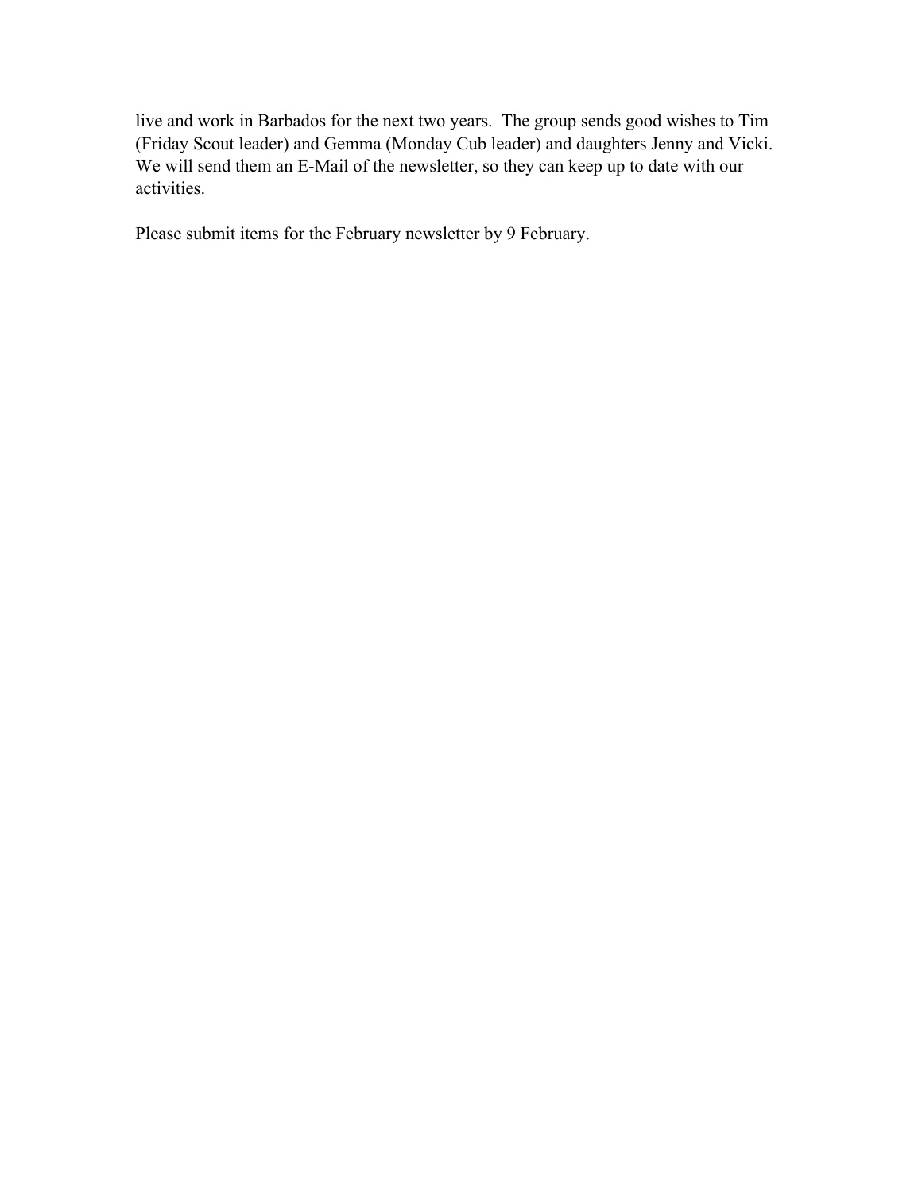live and work in Barbados for the next two years.  The group sends good wishes to Tim (Friday Scout leader) and Gemma (Monday Cub leader) and daughters Jenny and Vicki. We will send them an E-Mail of the newsletter, so they can keep up to date with our activities.

Please submit items for the February newsletter by 9 February.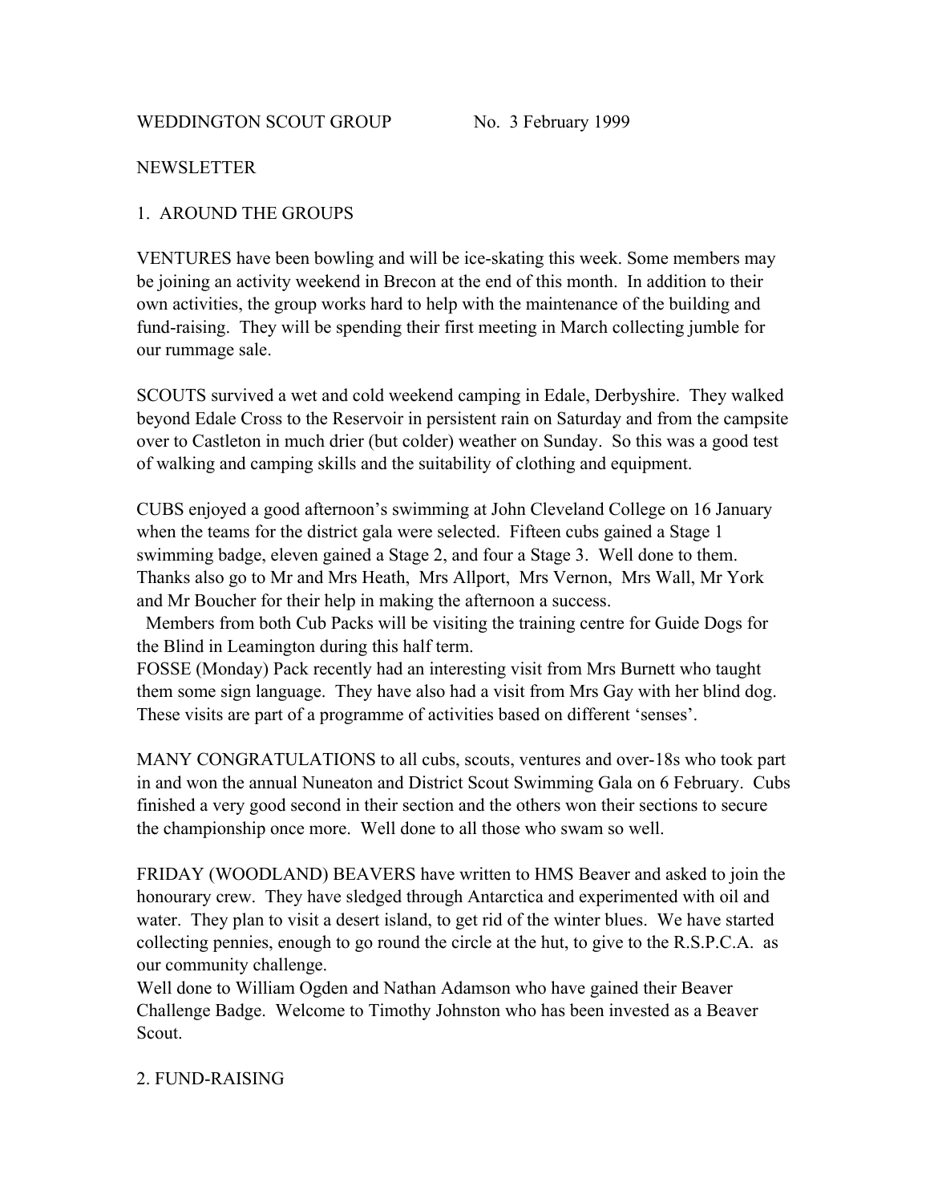WEDDINGTON SCOUT GROUP No. 3 February 1999

NEWSLETTER

## 1. AROUND THE GROUPS

VENTURES have been bowling and will be ice-skating this week. Some members may be joining an activity weekend in Brecon at the end of this month. In addition to their own activities, the group works hard to help with the maintenance of the building and fund-raising. They will be spending their first meeting in March collecting jumble for our rummage sale.

SCOUTS survived a wet and cold weekend camping in Edale, Derbyshire. They walked beyond Edale Cross to the Reservoir in persistent rain on Saturday and from the campsite over to Castleton in much drier (but colder) weather on Sunday. So this was a good test of walking and camping skills and the suitability of clothing and equipment.

CUBS enjoyed a good afternoon's swimming at John Cleveland College on 16 January when the teams for the district gala were selected. Fifteen cubs gained a Stage 1 swimming badge, eleven gained a Stage 2, and four a Stage 3. Well done to them. Thanks also go to Mr and Mrs Heath, Mrs Allport, Mrs Vernon, Mrs Wall, Mr York and Mr Boucher for their help in making the afternoon a success.

Members from both Cub Packs will be visiting the training centre for Guide Dogs for the Blind in Leamington during this half term.

FOSSE (Monday) Pack recently had an interesting visit from Mrs Burnett who taught them some sign language. They have also had a visit from Mrs Gay with her blind dog. These visits are part of a programme of activities based on different 'senses'.

MANY CONGRATULATIONS to all cubs, scouts, ventures and over-18s who took part in and won the annual Nuneaton and District Scout Swimming Gala on 6 February. Cubs finished a very good second in their section and the others won their sections to secure the championship once more. Well done to all those who swam so well.

FRIDAY (WOODLAND) BEAVERS have written to HMS Beaver and asked to join the honourary crew. They have sledged through Antarctica and experimented with oil and water. They plan to visit a desert island, to get rid of the winter blues. We have started collecting pennies, enough to go round the circle at the hut, to give to the R.S.P.C.A. as our community challenge.

Well done to William Ogden and Nathan Adamson who have gained their Beaver Challenge Badge. Welcome to Timothy Johnston who has been invested as a Beaver Scout.

## 2. FUND-RAISING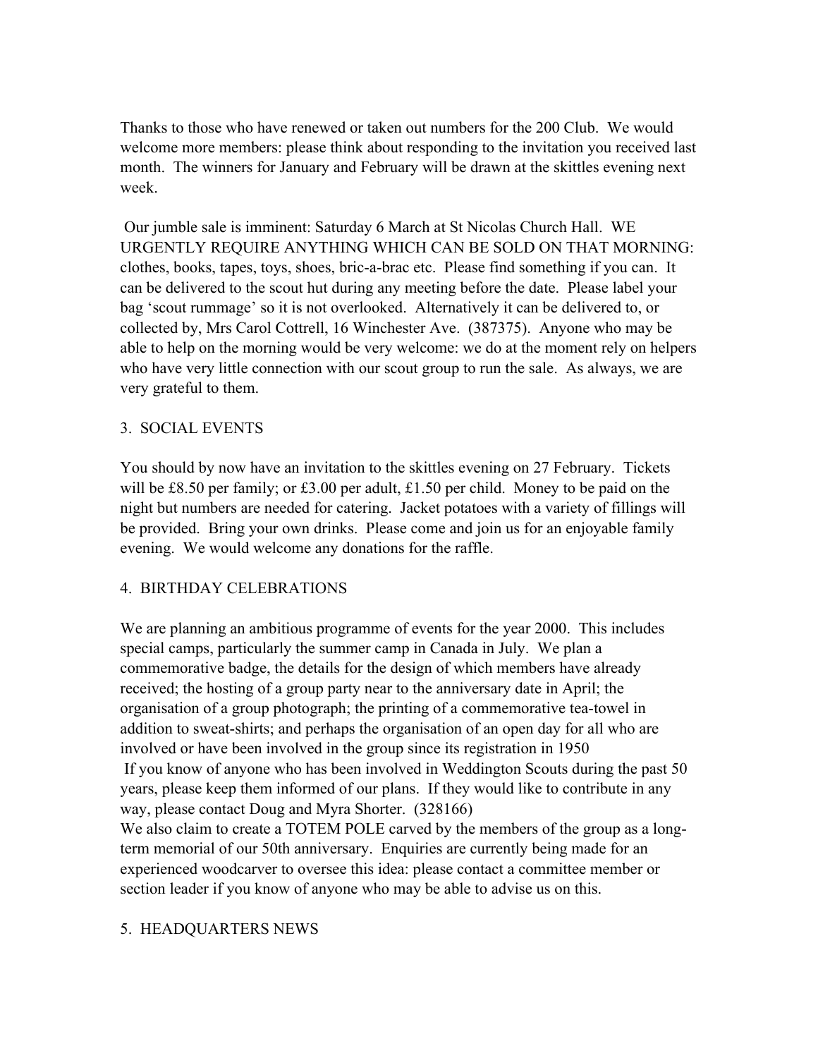Thanks to those who have renewed or taken out numbers for the 200 Club. We would welcome more members: please think about responding to the invitation you received last month. The winners for January and February will be drawn at the skittles evening next week.

Our jumble sale is imminent: Saturday 6 March at St Nicolas Church Hall. WE URGENTLY REQUIRE ANYTHING WHICH CAN BE SOLD ON THAT MORNING: clothes, books, tapes, toys, shoes, bric-a-brac etc. Please find something if you can. It can be delivered to the scout hut during any meeting before the date. Please label your bag 'scout rummage' so it is not overlooked. Alternatively it can be delivered to, or collected by, Mrs Carol Cottrell, 16 Winchester Ave. (387375). Anyone who may be able to help on the morning would be very welcome: we do at the moment rely on helpers who have very little connection with our scout group to run the sale. As always, we are very grateful to them.

## 3. SOCIAL EVENTS

You should by now have an invitation to the skittles evening on 27 February. Tickets will be £8.50 per family; or £3.00 per adult, £1.50 per child. Money to be paid on the night but numbers are needed for catering. Jacket potatoes with a variety of fillings will be provided. Bring your own drinks. Please come and join us for an enjoyable family evening. We would welcome any donations for the raffle.

## 4. BIRTHDAY CELEBRATIONS

We are planning an ambitious programme of events for the year 2000. This includes special camps, particularly the summer camp in Canada in July. We plan a commemorative badge, the details for the design of which members have already received; the hosting of a group party near to the anniversary date in April; the organisation of a group photograph; the printing of a commemorative tea-towel in addition to sweat-shirts; and perhaps the organisation of an open day for all who are involved or have been involved in the group since its registration in 1950

If you know of anyone who has been involved in Weddington Scouts during the past 50 years, please keep them informed of our plans. If they would like to contribute in any way, please contact Doug and Myra Shorter. (328166)

We also claim to create a TOTEM POLE carved by the members of the group as a long-term memorial of our 50th anniversary. Enquiries are currently being made for an experienced woodcarver to oversee this idea: please contact a committee member or section leader if you know of anyone who may be able to advise us on this.

## 5. HEADQUARTERS NEWS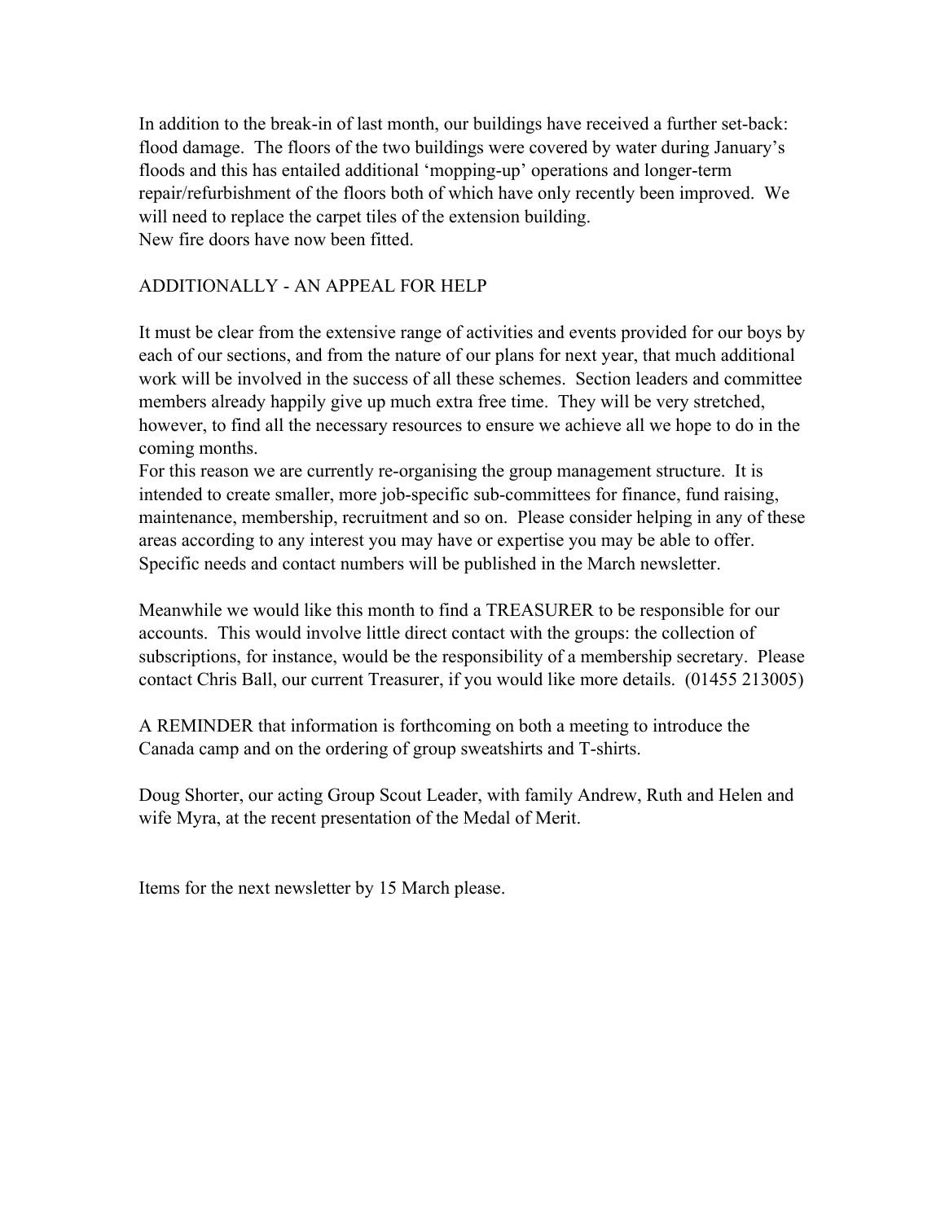In addition to the break-in of last month, our buildings have received a further set-back: flood damage. The floors of the two buildings were covered by water during January's floods and this has entailed additional 'mopping-up' operations and longer-term repair/refurbishment of the floors both of which have only recently been improved. We will need to replace the carpet tiles of the extension building.
New fire doors have now been fitted.

ADDITIONALLY - AN APPEAL FOR HELP

It must be clear from the extensive range of activities and events provided for our boys by each of our sections, and from the nature of our plans for next year, that much additional work will be involved in the success of all these schemes. Section leaders and committee members already happily give up much extra free time. They will be very stretched, however, to find all the necessary resources to ensure we achieve all we hope to do in the coming months.
For this reason we are currently re-organising the group management structure. It is intended to create smaller, more job-specific sub-committees for finance, fund raising, maintenance, membership, recruitment and so on. Please consider helping in any of these areas according to any interest you may have or expertise you may be able to offer. Specific needs and contact numbers will be published in the March newsletter.

Meanwhile we would like this month to find a TREASURER to be responsible for our accounts. This would involve little direct contact with the groups: the collection of subscriptions, for instance, would be the responsibility of a membership secretary. Please contact Chris Ball, our current Treasurer, if you would like more details. (01455 213005)

A REMINDER that information is forthcoming on both a meeting to introduce the Canada camp and on the ordering of group sweatshirts and T-shirts.

Doug Shorter, our acting Group Scout Leader, with family Andrew, Ruth and Helen and wife Myra, at the recent presentation of the Medal of Merit.

Items for the next newsletter by 15 March please.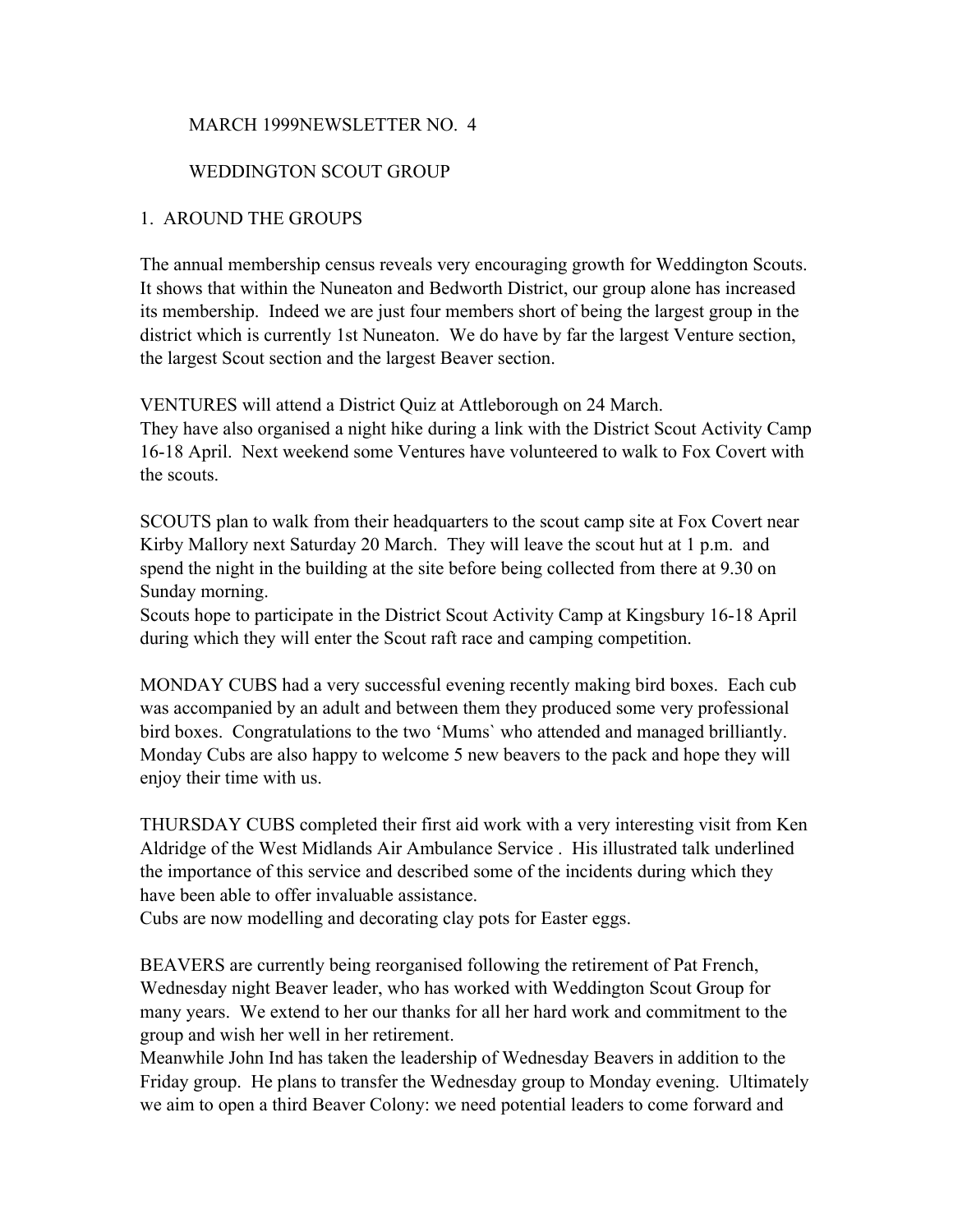MARCH 1999NEWSLETTER NO. 4

WEDDINGTON SCOUT GROUP

## 1. AROUND THE GROUPS

The annual membership census reveals very encouraging growth for Weddington Scouts. It shows that within the Nuneaton and Bedworth District, our group alone has increased its membership. Indeed we are just four members short of being the largest group in the district which is currently 1st Nuneaton. We do have by far the largest Venture section, the largest Scout section and the largest Beaver section.

VENTURES will attend a District Quiz at Attleborough on 24 March.
They have also organised a night hike during a link with the District Scout Activity Camp 16-18 April. Next weekend some Ventures have volunteered to walk to Fox Covert with the scouts.

SCOUTS plan to walk from their headquarters to the scout camp site at Fox Covert near Kirby Mallory next Saturday 20 March. They will leave the scout hut at 1 p.m. and spend the night in the building at the site before being collected from there at 9.30 on Sunday morning.
Scouts hope to participate in the District Scout Activity Camp at Kingsbury 16-18 April during which they will enter the Scout raft race and camping competition.

MONDAY CUBS had a very successful evening recently making bird boxes. Each cub was accompanied by an adult and between them they produced some very professional bird boxes. Congratulations to the two 'Mums` who attended and managed brilliantly. Monday Cubs are also happy to welcome 5 new beavers to the pack and hope they will enjoy their time with us.

THURSDAY CUBS completed their first aid work with a very interesting visit from Ken Aldridge of the West Midlands Air Ambulance Service . His illustrated talk underlined the importance of this service and described some of the incidents during which they have been able to offer invaluable assistance.
Cubs are now modelling and decorating clay pots for Easter eggs.

BEAVERS are currently being reorganised following the retirement of Pat French, Wednesday night Beaver leader, who has worked with Weddington Scout Group for many years. We extend to her our thanks for all her hard work and commitment to the group and wish her well in her retirement.
Meanwhile John Ind has taken the leadership of Wednesday Beavers in addition to the Friday group. He plans to transfer the Wednesday group to Monday evening. Ultimately we aim to open a third Beaver Colony: we need potential leaders to come forward and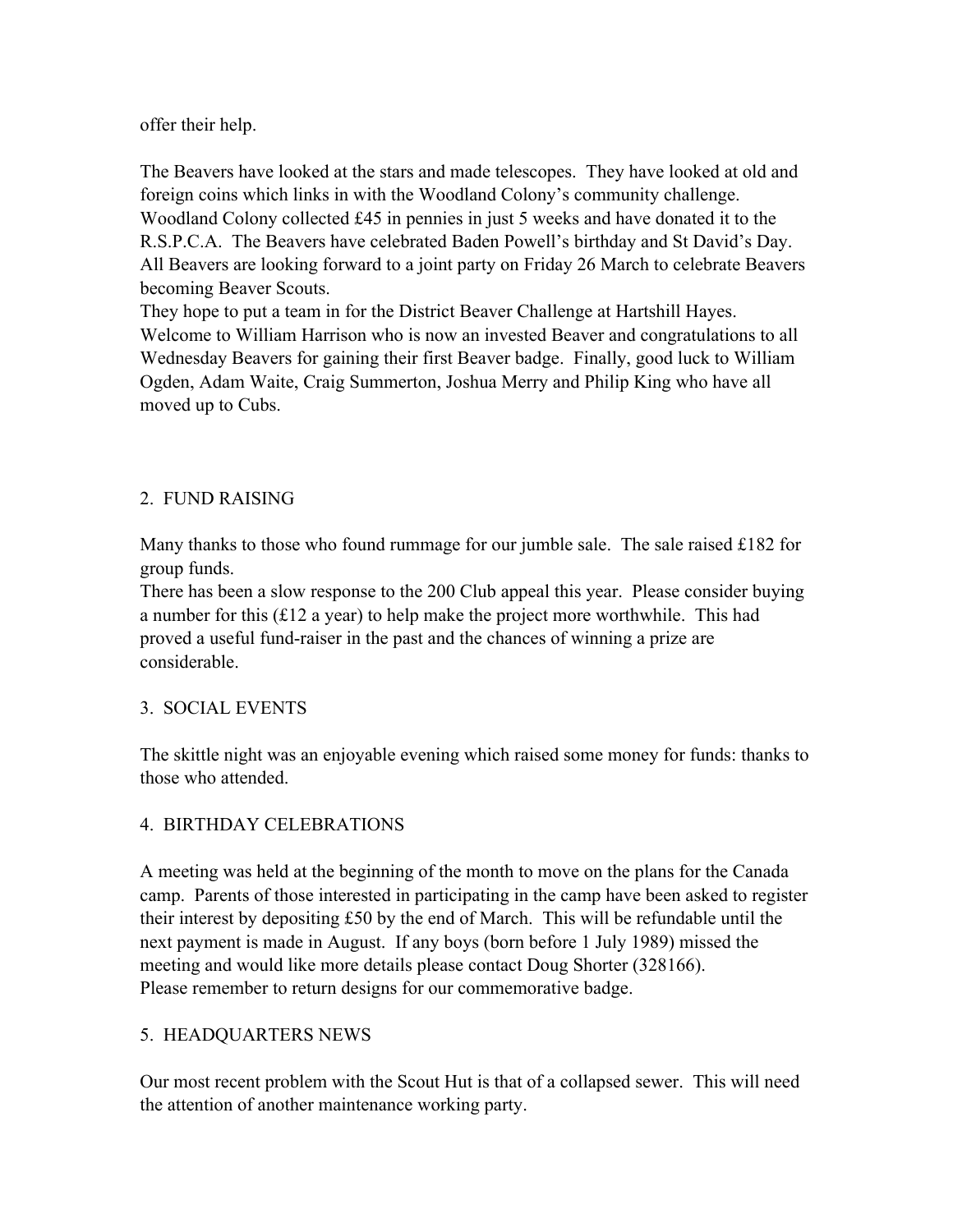offer their help.

The Beavers have looked at the stars and made telescopes. They have looked at old and foreign coins which links in with the Woodland Colony's community challenge. Woodland Colony collected £45 in pennies in just 5 weeks and have donated it to the R.S.P.C.A. The Beavers have celebrated Baden Powell's birthday and St David's Day. All Beavers are looking forward to a joint party on Friday 26 March to celebrate Beavers becoming Beaver Scouts.
They hope to put a team in for the District Beaver Challenge at Hartshill Hayes. Welcome to William Harrison who is now an invested Beaver and congratulations to all Wednesday Beavers for gaining their first Beaver badge. Finally, good luck to William Ogden, Adam Waite, Craig Summerton, Joshua Merry and Philip King who have all moved up to Cubs.

## 2. FUND RAISING

Many thanks to those who found rummage for our jumble sale. The sale raised £182 for group funds.
There has been a slow response to the 200 Club appeal this year. Please consider buying a number for this (£12 a year) to help make the project more worthwhile. This had proved a useful fund-raiser in the past and the chances of winning a prize are considerable.

## 3. SOCIAL EVENTS

The skittle night was an enjoyable evening which raised some money for funds: thanks to those who attended.

## 4. BIRTHDAY CELEBRATIONS

A meeting was held at the beginning of the month to move on the plans for the Canada camp. Parents of those interested in participating in the camp have been asked to register their interest by depositing £50 by the end of March. This will be refundable until the next payment is made in August. If any boys (born before 1 July 1989) missed the meeting and would like more details please contact Doug Shorter (328166).
Please remember to return designs for our commemorative badge.

## 5. HEADQUARTERS NEWS

Our most recent problem with the Scout Hut is that of a collapsed sewer. This will need the attention of another maintenance working party.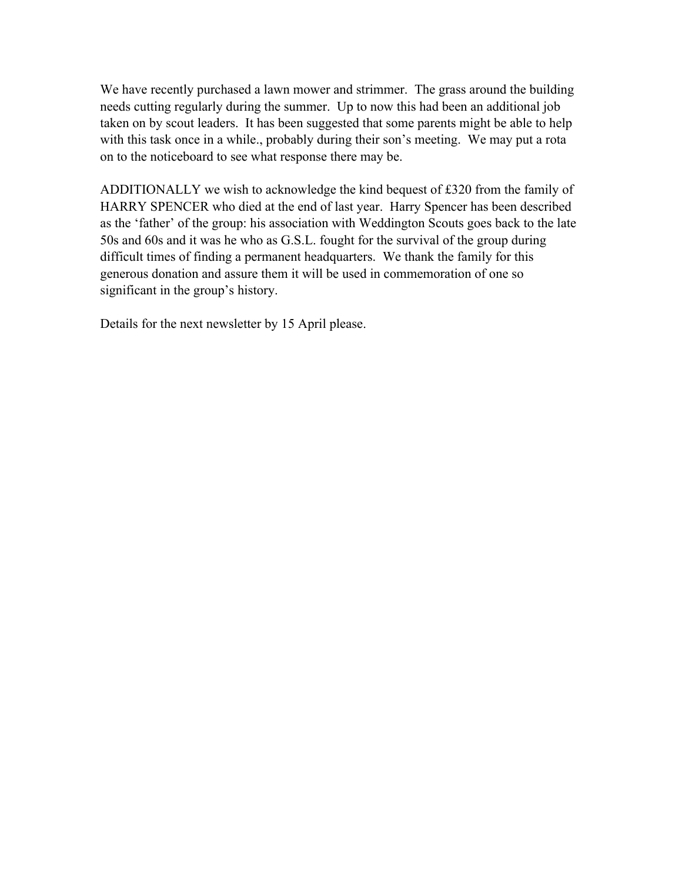We have recently purchased a lawn mower and strimmer. The grass around the building needs cutting regularly during the summer. Up to now this had been an additional job taken on by scout leaders. It has been suggested that some parents might be able to help with this task once in a while., probably during their son's meeting. We may put a rota on to the noticeboard to see what response there may be.

ADDITIONALLY we wish to acknowledge the kind bequest of £320 from the family of HARRY SPENCER who died at the end of last year. Harry Spencer has been described as the 'father' of the group: his association with Weddington Scouts goes back to the late 50s and 60s and it was he who as G.S.L. fought for the survival of the group during difficult times of finding a permanent headquarters. We thank the family for this generous donation and assure them it will be used in commemoration of one so significant in the group's history.

Details for the next newsletter by 15 April please.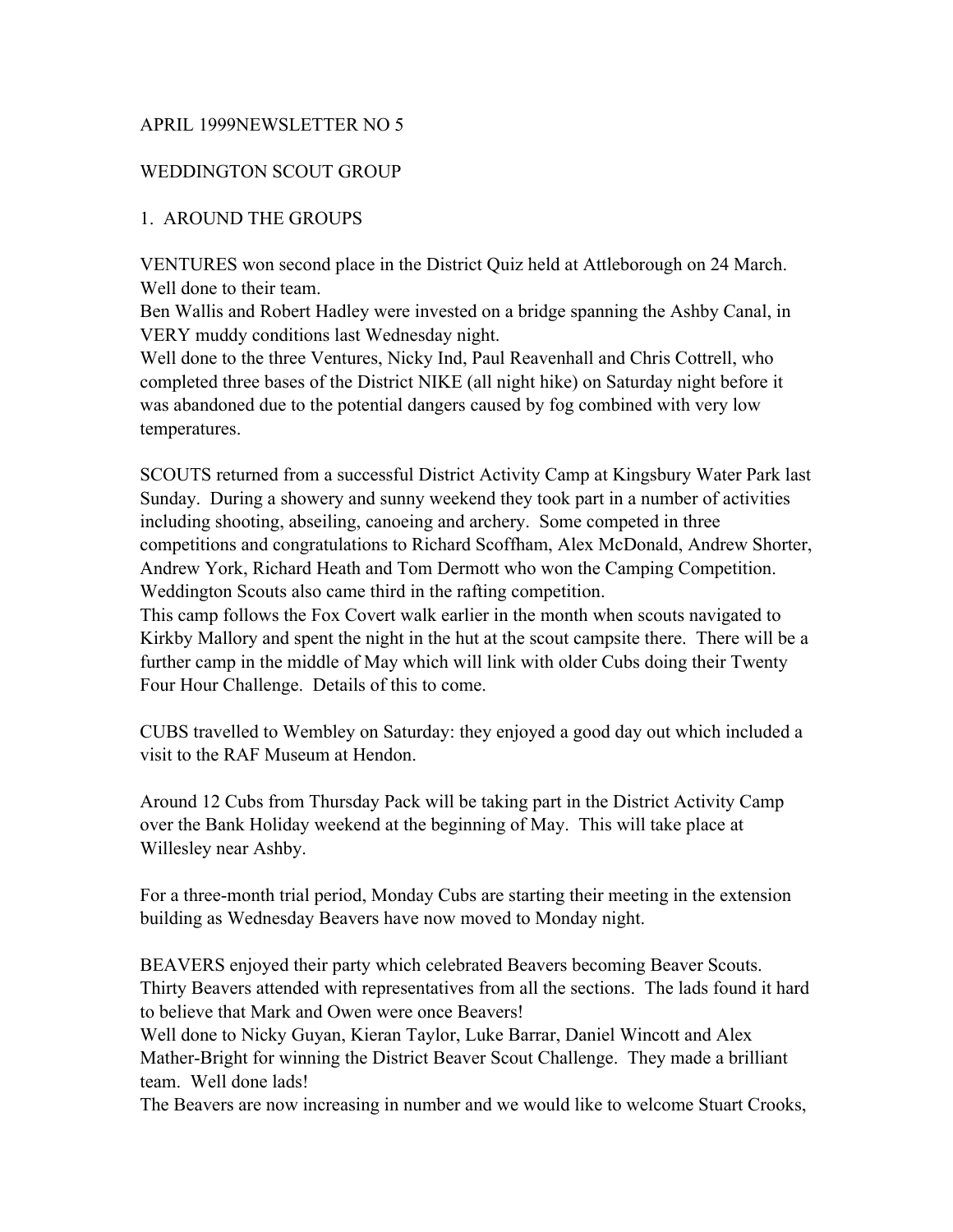APRIL 1999NEWSLETTER NO 5

WEDDINGTON SCOUT GROUP

1. AROUND THE GROUPS

VENTURES won second place in the District Quiz held at Attleborough on 24 March. Well done to their team.
Ben Wallis and Robert Hadley were invested on a bridge spanning the Ashby Canal, in VERY muddy conditions last Wednesday night.
Well done to the three Ventures, Nicky Ind, Paul Reavenhall and Chris Cottrell, who completed three bases of the District NIKE (all night hike) on Saturday night before it was abandoned due to the potential dangers caused by fog combined with very low temperatures.

SCOUTS returned from a successful District Activity Camp at Kingsbury Water Park last Sunday. During a showery and sunny weekend they took part in a number of activities including shooting, abseiling, canoeing and archery. Some competed in three competitions and congratulations to Richard Scoffham, Alex McDonald, Andrew Shorter, Andrew York, Richard Heath and Tom Dermott who won the Camping Competition. Weddington Scouts also came third in the rafting competition.
This camp follows the Fox Covert walk earlier in the month when scouts navigated to Kirkby Mallory and spent the night in the hut at the scout campsite there. There will be a further camp in the middle of May which will link with older Cubs doing their Twenty Four Hour Challenge. Details of this to come.

CUBS travelled to Wembley on Saturday: they enjoyed a good day out which included a visit to the RAF Museum at Hendon.

Around 12 Cubs from Thursday Pack will be taking part in the District Activity Camp over the Bank Holiday weekend at the beginning of May. This will take place at Willesley near Ashby.

For a three-month trial period, Monday Cubs are starting their meeting in the extension building as Wednesday Beavers have now moved to Monday night.

BEAVERS enjoyed their party which celebrated Beavers becoming Beaver Scouts. Thirty Beavers attended with representatives from all the sections. The lads found it hard to believe that Mark and Owen were once Beavers!
Well done to Nicky Guyan, Kieran Taylor, Luke Barrar, Daniel Wincott and Alex Mather-Bright for winning the District Beaver Scout Challenge. They made a brilliant team. Well done lads!
The Beavers are now increasing in number and we would like to welcome Stuart Crooks,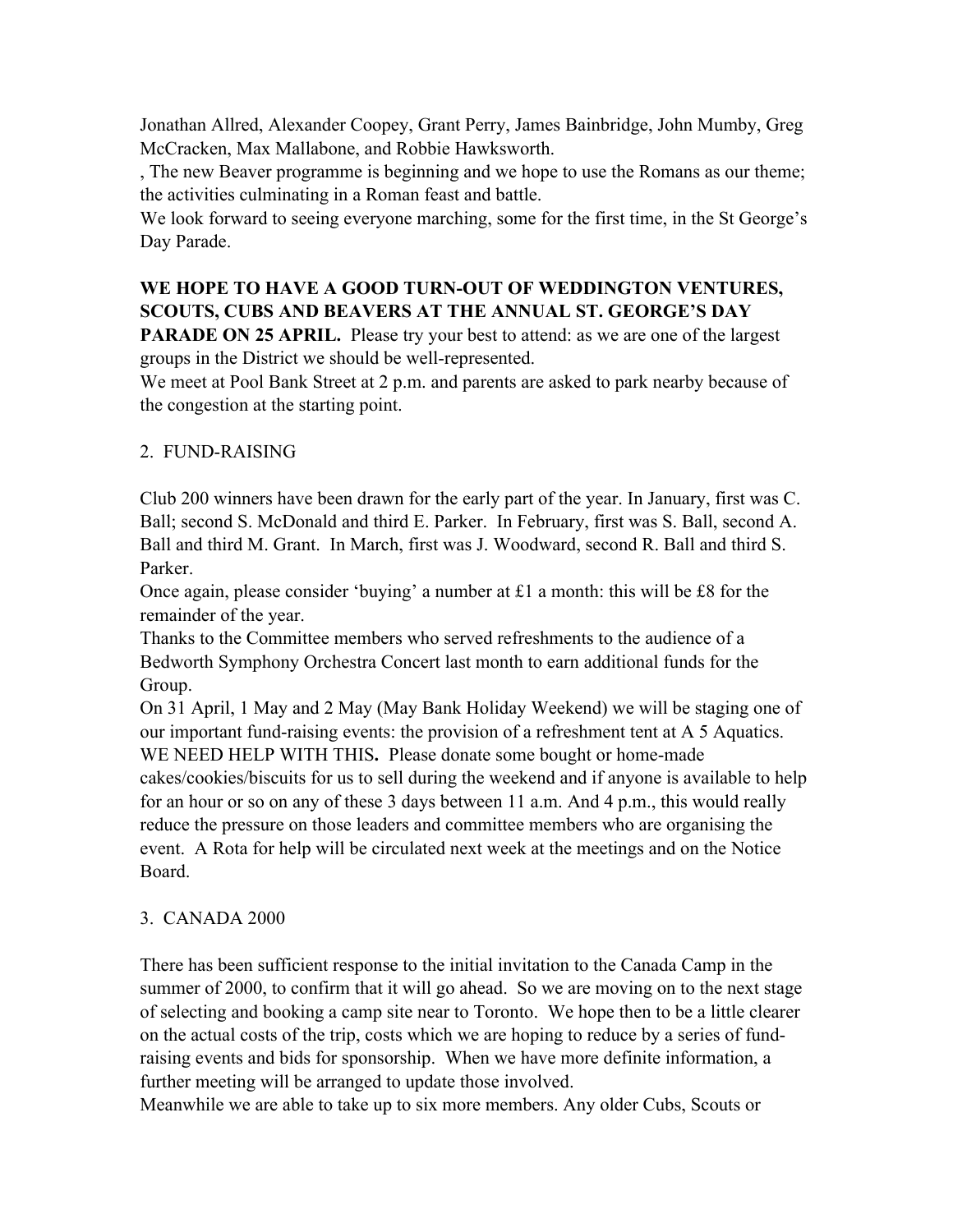Jonathan Allred, Alexander Coopey, Grant Perry, James Bainbridge, John Mumby, Greg McCracken, Max Mallabone, and Robbie Hawksworth.

, The new Beaver programme is beginning and we hope to use the Romans as our theme; the activities culminating in a Roman feast and battle.

We look forward to seeing everyone marching, some for the first time, in the St George's Day Parade.

**WE HOPE TO HAVE A GOOD TURN-OUT OF WEDDINGTON VENTURES, SCOUTS, CUBS AND BEAVERS AT THE ANNUAL ST. GEORGE'S DAY PARADE ON 25 APRIL.** Please try your best to attend: as we are one of the largest groups in the District we should be well-represented.

We meet at Pool Bank Street at 2 p.m. and parents are asked to park nearby because of the congestion at the starting point.

## 2. FUND-RAISING

Club 200 winners have been drawn for the early part of the year. In January, first was C. Ball; second S. McDonald and third E. Parker. In February, first was S. Ball, second A. Ball and third M. Grant. In March, first was J. Woodward, second R. Ball and third S. Parker.

Once again, please consider 'buying' a number at £1 a month: this will be £8 for the remainder of the year.

Thanks to the Committee members who served refreshments to the audience of a Bedworth Symphony Orchestra Concert last month to earn additional funds for the Group.

On 31 April, 1 May and 2 May (May Bank Holiday Weekend) we will be staging one of our important fund-raising events: the provision of a refreshment tent at A 5 Aquatics. WE NEED HELP WITH THIS**.** Please donate some bought or home-made cakes/cookies/biscuits for us to sell during the weekend and if anyone is available to help for an hour or so on any of these 3 days between 11 a.m. And 4 p.m., this would really reduce the pressure on those leaders and committee members who are organising the event. A Rota for help will be circulated next week at the meetings and on the Notice Board.

## 3. CANADA 2000

There has been sufficient response to the initial invitation to the Canada Camp in the summer of 2000, to confirm that it will go ahead. So we are moving on to the next stage of selecting and booking a camp site near to Toronto. We hope then to be a little clearer on the actual costs of the trip, costs which we are hoping to reduce by a series of fund-raising events and bids for sponsorship. When we have more definite information, a further meeting will be arranged to update those involved.

Meanwhile we are able to take up to six more members. Any older Cubs, Scouts or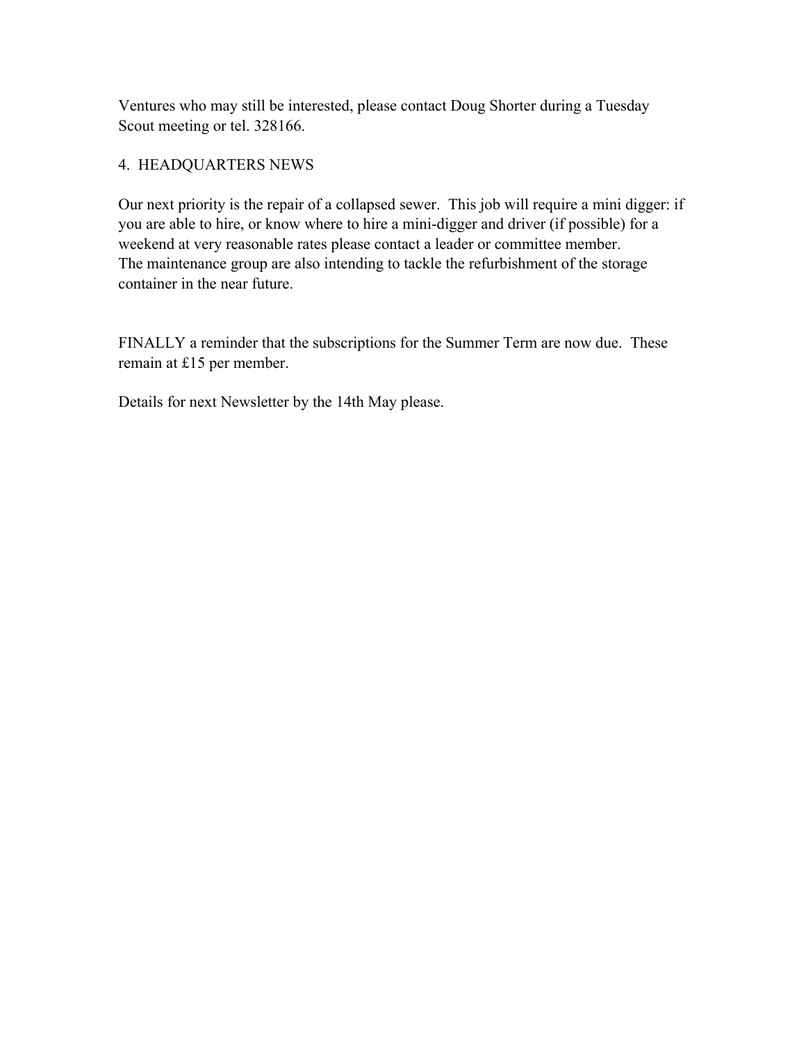Ventures who may still be interested, please contact Doug Shorter during a Tuesday Scout meeting or tel. 328166.

## 4. HEADQUARTERS NEWS

Our next priority is the repair of a collapsed sewer. This job will require a mini digger: if you are able to hire, or know where to hire a mini-digger and driver (if possible) for a weekend at very reasonable rates please contact a leader or committee member.
The maintenance group are also intending to tackle the refurbishment of the storage container in the near future.

FINALLY a reminder that the subscriptions for the Summer Term are now due. These remain at £15 per member.

Details for next Newsletter by the 14th May please.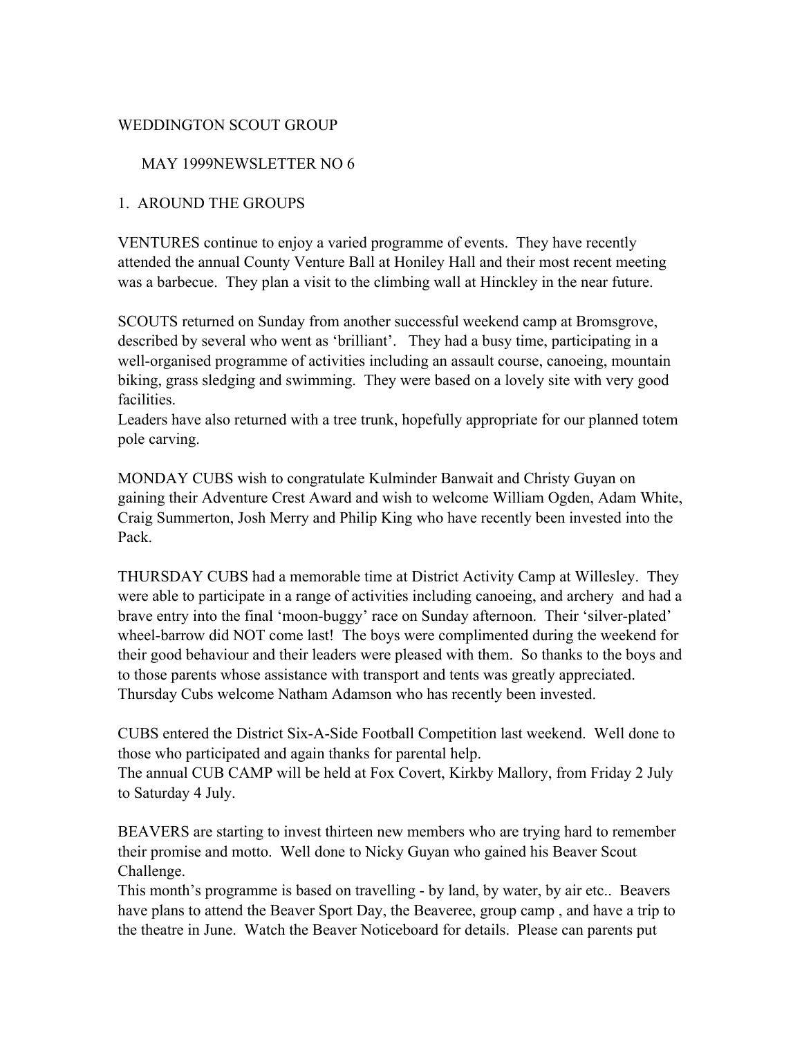WEDDINGTON SCOUT GROUP

MAY 1999NEWSLETTER NO 6

1. AROUND THE GROUPS

VENTURES continue to enjoy a varied programme of events. They have recently attended the annual County Venture Ball at Honiley Hall and their most recent meeting was a barbecue. They plan a visit to the climbing wall at Hinckley in the near future.

SCOUTS returned on Sunday from another successful weekend camp at Bromsgrove, described by several who went as 'brilliant'. They had a busy time, participating in a well-organised programme of activities including an assault course, canoeing, mountain biking, grass sledging and swimming. They were based on a lovely site with very good facilities.
Leaders have also returned with a tree trunk, hopefully appropriate for our planned totem pole carving.

MONDAY CUBS wish to congratulate Kulminder Banwait and Christy Guyan on gaining their Adventure Crest Award and wish to welcome William Ogden, Adam White, Craig Summerton, Josh Merry and Philip King who have recently been invested into the Pack.

THURSDAY CUBS had a memorable time at District Activity Camp at Willesley. They were able to participate in a range of activities including canoeing, and archery and had a brave entry into the final 'moon-buggy' race on Sunday afternoon. Their 'silver-plated' wheel-barrow did NOT come last! The boys were complimented during the weekend for their good behaviour and their leaders were pleased with them. So thanks to the boys and to those parents whose assistance with transport and tents was greatly appreciated. Thursday Cubs welcome Natham Adamson who has recently been invested.

CUBS entered the District Six-A-Side Football Competition last weekend. Well done to those who participated and again thanks for parental help.
The annual CUB CAMP will be held at Fox Covert, Kirkby Mallory, from Friday 2 July to Saturday 4 July.

BEAVERS are starting to invest thirteen new members who are trying hard to remember their promise and motto. Well done to Nicky Guyan who gained his Beaver Scout Challenge.
This month's programme is based on travelling - by land, by water, by air etc.. Beavers have plans to attend the Beaver Sport Day, the Beaveree, group camp , and have a trip to the theatre in June. Watch the Beaver Noticeboard for details. Please can parents put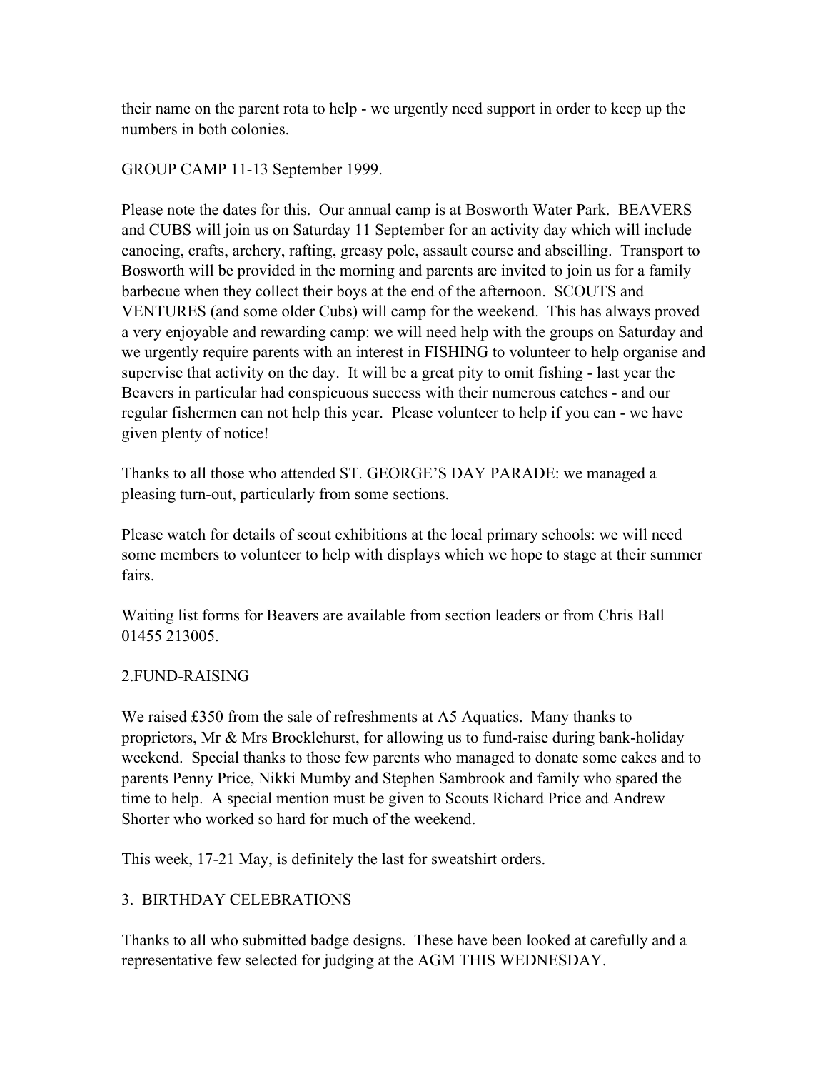their name on the parent rota to help - we urgently need support in order to keep up the numbers in both colonies.

GROUP CAMP 11-13 September 1999.

Please note the dates for this. Our annual camp is at Bosworth Water Park. BEAVERS and CUBS will join us on Saturday 11 September for an activity day which will include canoeing, crafts, archery, rafting, greasy pole, assault course and abseilling. Transport to Bosworth will be provided in the morning and parents are invited to join us for a family barbecue when they collect their boys at the end of the afternoon. SCOUTS and VENTURES (and some older Cubs) will camp for the weekend. This has always proved a very enjoyable and rewarding camp: we will need help with the groups on Saturday and we urgently require parents with an interest in FISHING to volunteer to help organise and supervise that activity on the day. It will be a great pity to omit fishing - last year the Beavers in particular had conspicuous success with their numerous catches - and our regular fishermen can not help this year. Please volunteer to help if you can - we have given plenty of notice!

Thanks to all those who attended ST. GEORGE'S DAY PARADE: we managed a pleasing turn-out, particularly from some sections.

Please watch for details of scout exhibitions at the local primary schools: we will need some members to volunteer to help with displays which we hope to stage at their summer fairs.

Waiting list forms for Beavers are available from section leaders or from Chris Ball 01455 213005.

2.FUND-RAISING

We raised £350 from the sale of refreshments at A5 Aquatics. Many thanks to proprietors, Mr & Mrs Brocklehurst, for allowing us to fund-raise during bank-holiday weekend. Special thanks to those few parents who managed to donate some cakes and to parents Penny Price, Nikki Mumby and Stephen Sambrook and family who spared the time to help. A special mention must be given to Scouts Richard Price and Andrew Shorter who worked so hard for much of the weekend.

This week, 17-21 May, is definitely the last for sweatshirt orders.

3. BIRTHDAY CELEBRATIONS

Thanks to all who submitted badge designs. These have been looked at carefully and a representative few selected for judging at the AGM THIS WEDNESDAY.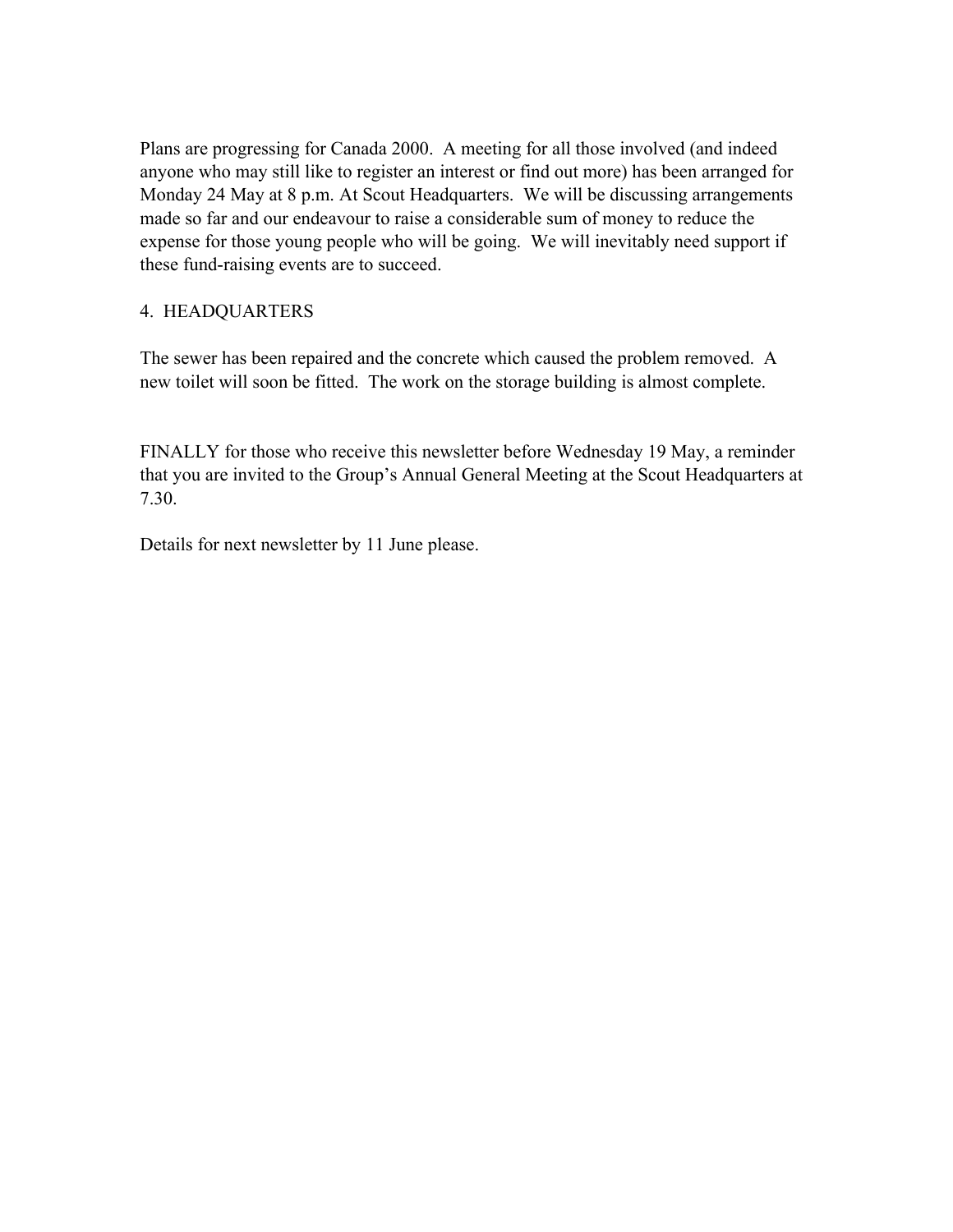Plans are progressing for Canada 2000. A meeting for all those involved (and indeed anyone who may still like to register an interest or find out more) has been arranged for Monday 24 May at 8 p.m. At Scout Headquarters. We will be discussing arrangements made so far and our endeavour to raise a considerable sum of money to reduce the expense for those young people who will be going. We will inevitably need support if these fund-raising events are to succeed.

## 4. HEADQUARTERS

The sewer has been repaired and the concrete which caused the problem removed. A new toilet will soon be fitted. The work on the storage building is almost complete.

FINALLY for those who receive this newsletter before Wednesday 19 May, a reminder that you are invited to the Group's Annual General Meeting at the Scout Headquarters at 7.30.

Details for next newsletter by 11 June please.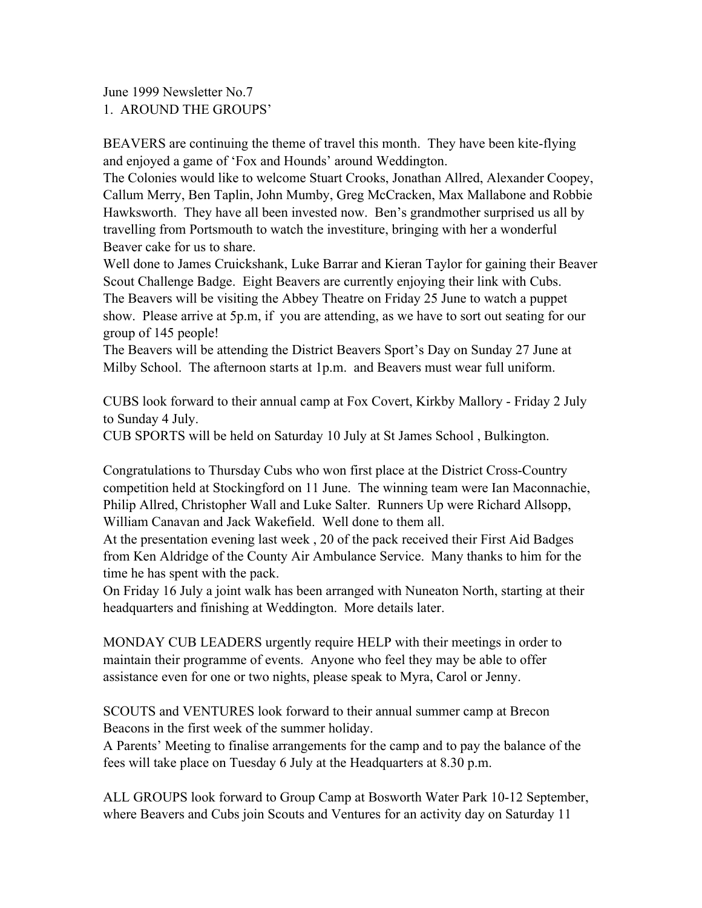June 1999 Newsletter No.7

1. AROUND THE GROUPS'

BEAVERS are continuing the theme of travel this month. They have been kite-flying and enjoyed a game of 'Fox and Hounds' around Weddington.

The Colonies would like to welcome Stuart Crooks, Jonathan Allred, Alexander Coopey, Callum Merry, Ben Taplin, John Mumby, Greg McCracken, Max Mallabone and Robbie Hawksworth. They have all been invested now. Ben's grandmother surprised us all by travelling from Portsmouth to watch the investiture, bringing with her a wonderful Beaver cake for us to share.

Well done to James Cruickshank, Luke Barrar and Kieran Taylor for gaining their Beaver Scout Challenge Badge. Eight Beavers are currently enjoying their link with Cubs.

The Beavers will be visiting the Abbey Theatre on Friday 25 June to watch a puppet show. Please arrive at 5p.m, if you are attending, as we have to sort out seating for our group of 145 people!

The Beavers will be attending the District Beavers Sport's Day on Sunday 27 June at Milby School. The afternoon starts at 1p.m. and Beavers must wear full uniform.

CUBS look forward to their annual camp at Fox Covert, Kirkby Mallory - Friday 2 July to Sunday 4 July.

CUB SPORTS will be held on Saturday 10 July at St James School , Bulkington.

Congratulations to Thursday Cubs who won first place at the District Cross-Country competition held at Stockingford on 11 June. The winning team were Ian Maconnachie, Philip Allred, Christopher Wall and Luke Salter. Runners Up were Richard Allsopp, William Canavan and Jack Wakefield. Well done to them all.

At the presentation evening last week , 20 of the pack received their First Aid Badges from Ken Aldridge of the County Air Ambulance Service. Many thanks to him for the time he has spent with the pack.

On Friday 16 July a joint walk has been arranged with Nuneaton North, starting at their headquarters and finishing at Weddington. More details later.

MONDAY CUB LEADERS urgently require HELP with their meetings in order to maintain their programme of events. Anyone who feel they may be able to offer assistance even for one or two nights, please speak to Myra, Carol or Jenny.

SCOUTS and VENTURES look forward to their annual summer camp at Brecon Beacons in the first week of the summer holiday.

A Parents' Meeting to finalise arrangements for the camp and to pay the balance of the fees will take place on Tuesday 6 July at the Headquarters at 8.30 p.m.

ALL GROUPS look forward to Group Camp at Bosworth Water Park 10-12 September, where Beavers and Cubs join Scouts and Ventures for an activity day on Saturday 11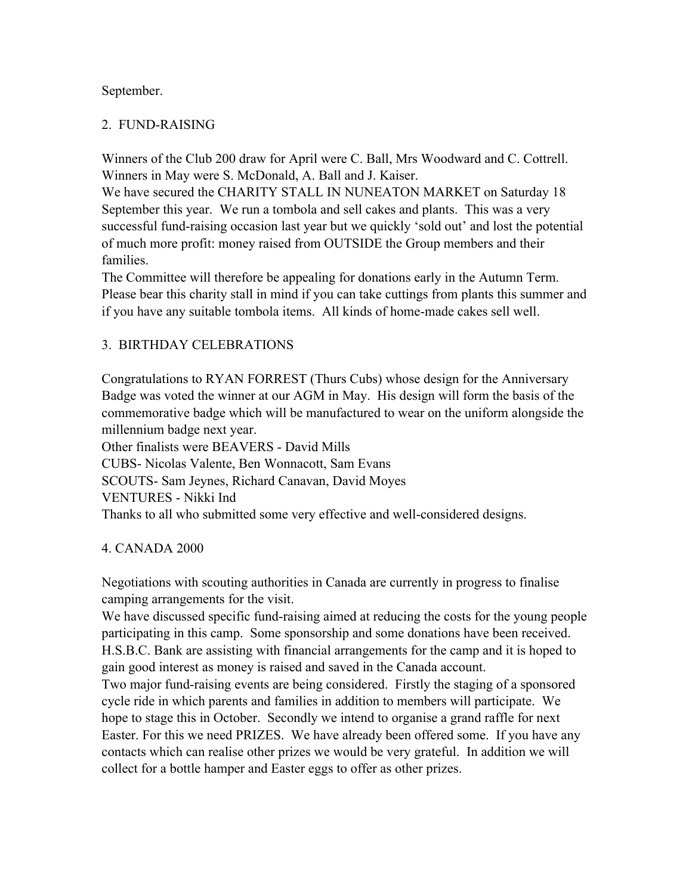September.

## 2. FUND-RAISING

Winners of the Club 200 draw for April were C. Ball, Mrs Woodward and C. Cottrell. Winners in May were S. McDonald, A. Ball and J. Kaiser.

We have secured the CHARITY STALL IN NUNEATON MARKET on Saturday 18 September this year. We run a tombola and sell cakes and plants. This was a very successful fund-raising occasion last year but we quickly 'sold out' and lost the potential of much more profit: money raised from OUTSIDE the Group members and their families.

The Committee will therefore be appealing for donations early in the Autumn Term. Please bear this charity stall in mind if you can take cuttings from plants this summer and if you have any suitable tombola items. All kinds of home-made cakes sell well.

## 3. BIRTHDAY CELEBRATIONS

Congratulations to RYAN FORREST (Thurs Cubs) whose design for the Anniversary Badge was voted the winner at our AGM in May. His design will form the basis of the commemorative badge which will be manufactured to wear on the uniform alongside the millennium badge next year.

Other finalists were BEAVERS - David Mills

CUBS- Nicolas Valente, Ben Wonnacott, Sam Evans

SCOUTS- Sam Jeynes, Richard Canavan, David Moyes

VENTURES - Nikki Ind

Thanks to all who submitted some very effective and well-considered designs.

## 4. CANADA 2000

Negotiations with scouting authorities in Canada are currently in progress to finalise camping arrangements for the visit.

We have discussed specific fund-raising aimed at reducing the costs for the young people participating in this camp. Some sponsorship and some donations have been received. H.S.B.C. Bank are assisting with financial arrangements for the camp and it is hoped to gain good interest as money is raised and saved in the Canada account.

Two major fund-raising events are being considered. Firstly the staging of a sponsored cycle ride in which parents and families in addition to members will participate. We hope to stage this in October. Secondly we intend to organise a grand raffle for next Easter. For this we need PRIZES. We have already been offered some. If you have any contacts which can realise other prizes we would be very grateful. In addition we will collect for a bottle hamper and Easter eggs to offer as other prizes.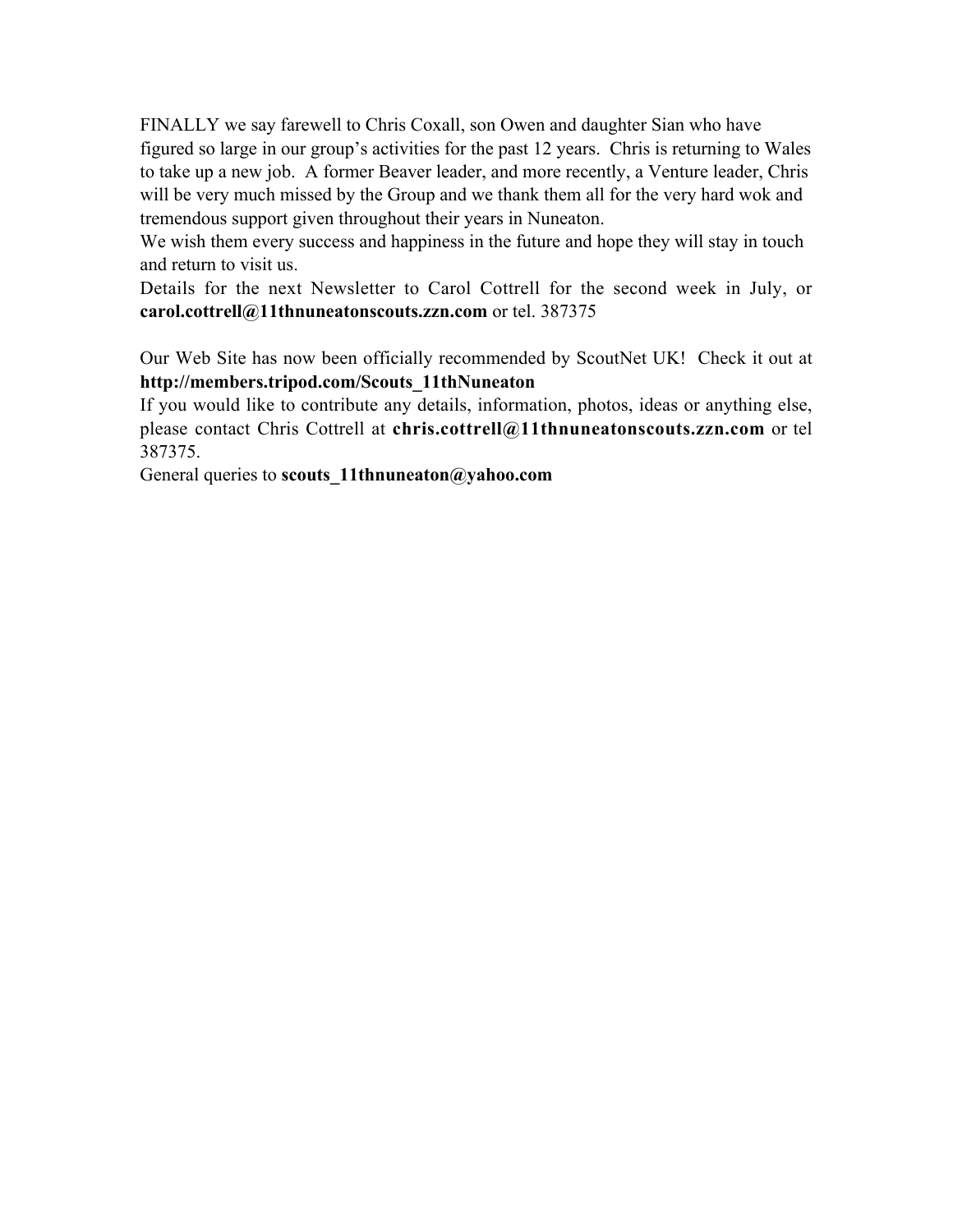FINALLY we say farewell to Chris Coxall, son Owen and daughter Sian who have figured so large in our group's activities for the past 12 years. Chris is returning to Wales to take up a new job. A former Beaver leader, and more recently, a Venture leader, Chris will be very much missed by the Group and we thank them all for the very hard wok and tremendous support given throughout their years in Nuneaton.

We wish them every success and happiness in the future and hope they will stay in touch and return to visit us.

Details for the next Newsletter to Carol Cottrell for the second week in July, or **carol.cottrell@11thnuneatonscouts.zzn.com** or tel. 387375

Our Web Site has now been officially recommended by ScoutNet UK! Check it out at **http://members.tripod.com/Scouts_11thNuneaton**

If you would like to contribute any details, information, photos, ideas or anything else, please contact Chris Cottrell at **chris.cottrell@11thnuneatonscouts.zzn.com** or tel 387375.

General queries to **scouts_11thnuneaton@yahoo.com**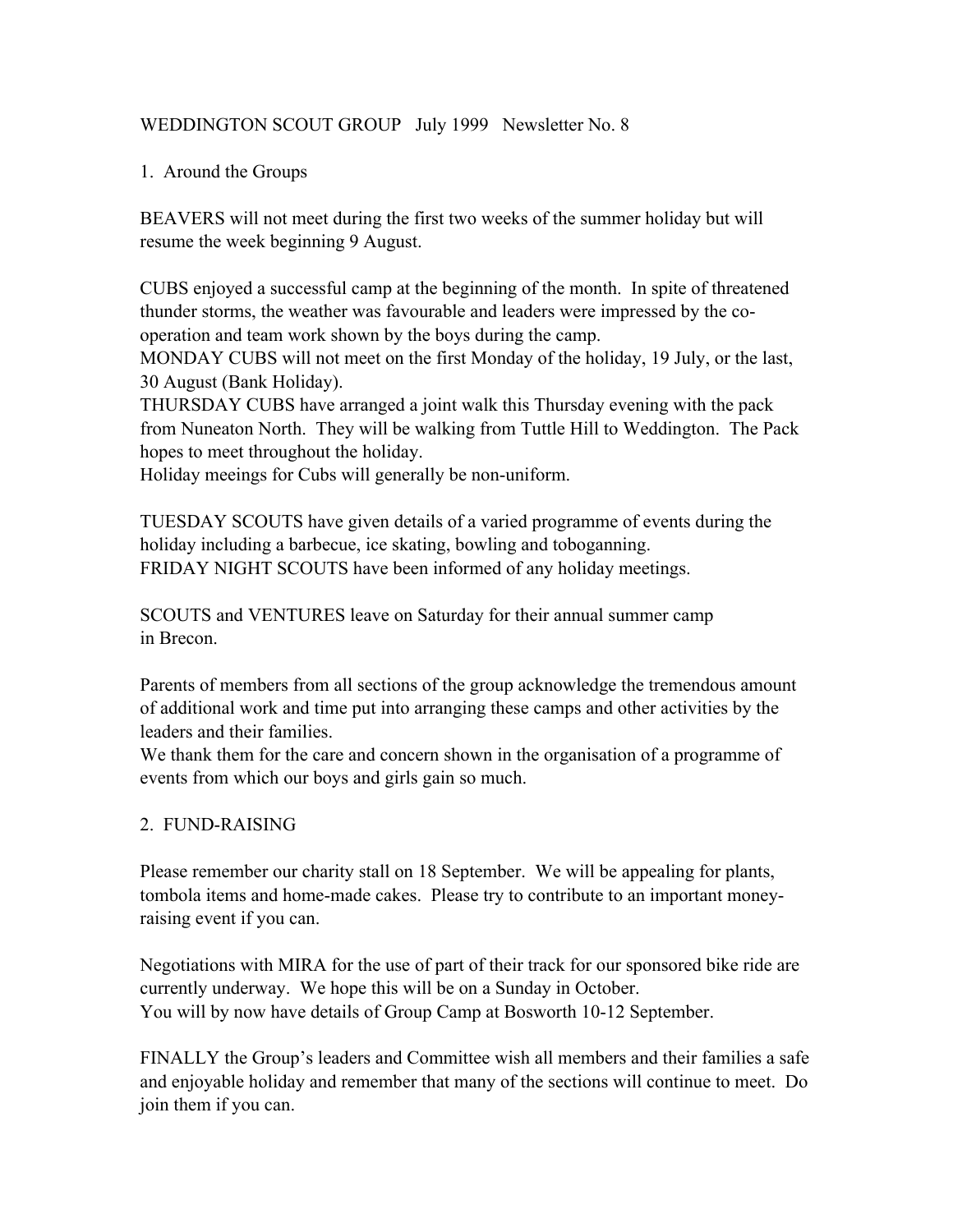WEDDINGTON SCOUT GROUP July 1999 Newsletter No. 8

1. Around the Groups

BEAVERS will not meet during the first two weeks of the summer holiday but will resume the week beginning 9 August.

CUBS enjoyed a successful camp at the beginning of the month. In spite of threatened thunder storms, the weather was favourable and leaders were impressed by the co-operation and team work shown by the boys during the camp.
MONDAY CUBS will not meet on the first Monday of the holiday, 19 July, or the last, 30 August (Bank Holiday).
THURSDAY CUBS have arranged a joint walk this Thursday evening with the pack from Nuneaton North. They will be walking from Tuttle Hill to Weddington. The Pack hopes to meet throughout the holiday.
Holiday meeings for Cubs will generally be non-uniform.

TUESDAY SCOUTS have given details of a varied programme of events during the holiday including a barbecue, ice skating, bowling and toboganning.
FRIDAY NIGHT SCOUTS have been informed of any holiday meetings.

SCOUTS and VENTURES leave on Saturday for their annual summer camp in Brecon.

Parents of members from all sections of the group acknowledge the tremendous amount of additional work and time put into arranging these camps and other activities by the leaders and their families.
We thank them for the care and concern shown in the organisation of a programme of events from which our boys and girls gain so much.

2. FUND-RAISING

Please remember our charity stall on 18 September. We will be appealing for plants, tombola items and home-made cakes. Please try to contribute to an important money-raising event if you can.

Negotiations with MIRA for the use of part of their track for our sponsored bike ride are currently underway. We hope this will be on a Sunday in October.
You will by now have details of Group Camp at Bosworth 10-12 September.

FINALLY the Group's leaders and Committee wish all members and their families a safe and enjoyable holiday and remember that many of the sections will continue to meet. Do join them if you can.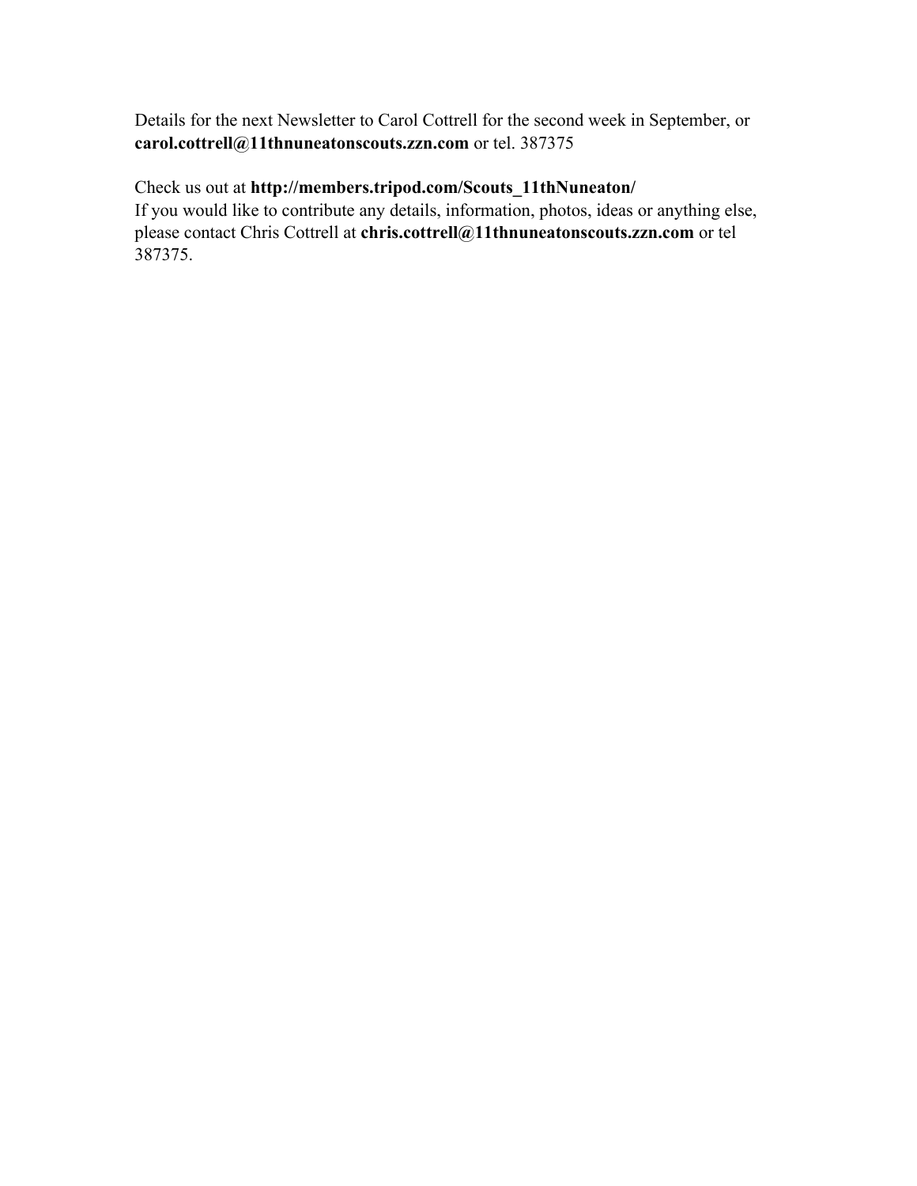Details for the next Newsletter to Carol Cottrell for the second week in September, or **carol.cottrell@11thnuneatonscouts.zzn.com** or tel. 387375

Check us out at **http://members.tripod.com/Scouts_11thNuneaton/**
If you would like to contribute any details, information, photos, ideas or anything else, please contact Chris Cottrell at **chris.cottrell@11thnuneatonscouts.zzn.com** or tel 387375.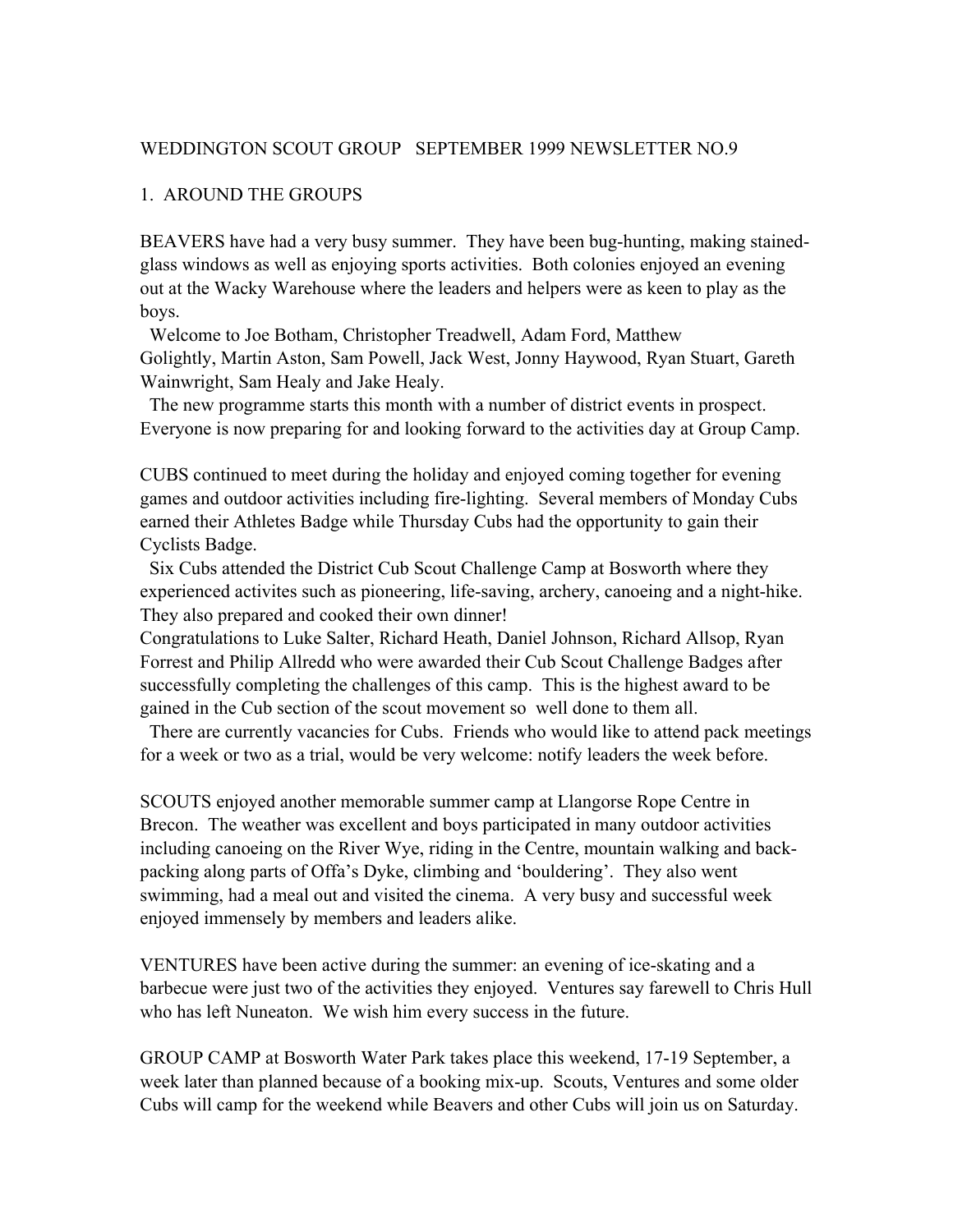WEDDINGTON SCOUT GROUP   SEPTEMBER 1999 NEWSLETTER NO.9

## 1. AROUND THE GROUPS

BEAVERS have had a very busy summer. They have been bug-hunting, making stained-glass windows as well as enjoying sports activities. Both colonies enjoyed an evening out at the Wacky Warehouse where the leaders and helpers were as keen to play as the boys.

Welcome to Joe Botham, Christopher Treadwell, Adam Ford, Matthew Golightly, Martin Aston, Sam Powell, Jack West, Jonny Haywood, Ryan Stuart, Gareth Wainwright, Sam Healy and Jake Healy.

The new programme starts this month with a number of district events in prospect. Everyone is now preparing for and looking forward to the activities day at Group Camp.

CUBS continued to meet during the holiday and enjoyed coming together for evening games and outdoor activities including fire-lighting. Several members of Monday Cubs earned their Athletes Badge while Thursday Cubs had the opportunity to gain their Cyclists Badge.

Six Cubs attended the District Cub Scout Challenge Camp at Bosworth where they experienced activites such as pioneering, life-saving, archery, canoeing and a night-hike. They also prepared and cooked their own dinner!
Congratulations to Luke Salter, Richard Heath, Daniel Johnson, Richard Allsop, Ryan Forrest and Philip Allredd who were awarded their Cub Scout Challenge Badges after successfully completing the challenges of this camp. This is the highest award to be gained in the Cub section of the scout movement so well done to them all.

There are currently vacancies for Cubs. Friends who would like to attend pack meetings for a week or two as a trial, would be very welcome: notify leaders the week before.

SCOUTS enjoyed another memorable summer camp at Llangorse Rope Centre in Brecon. The weather was excellent and boys participated in many outdoor activities including canoeing on the River Wye, riding in the Centre, mountain walking and back-packing along parts of Offa's Dyke, climbing and 'bouldering'. They also went swimming, had a meal out and visited the cinema. A very busy and successful week enjoyed immensely by members and leaders alike.

VENTURES have been active during the summer: an evening of ice-skating and a barbecue were just two of the activities they enjoyed. Ventures say farewell to Chris Hull who has left Nuneaton. We wish him every success in the future.

GROUP CAMP at Bosworth Water Park takes place this weekend, 17-19 September, a week later than planned because of a booking mix-up. Scouts, Ventures and some older Cubs will camp for the weekend while Beavers and other Cubs will join us on Saturday.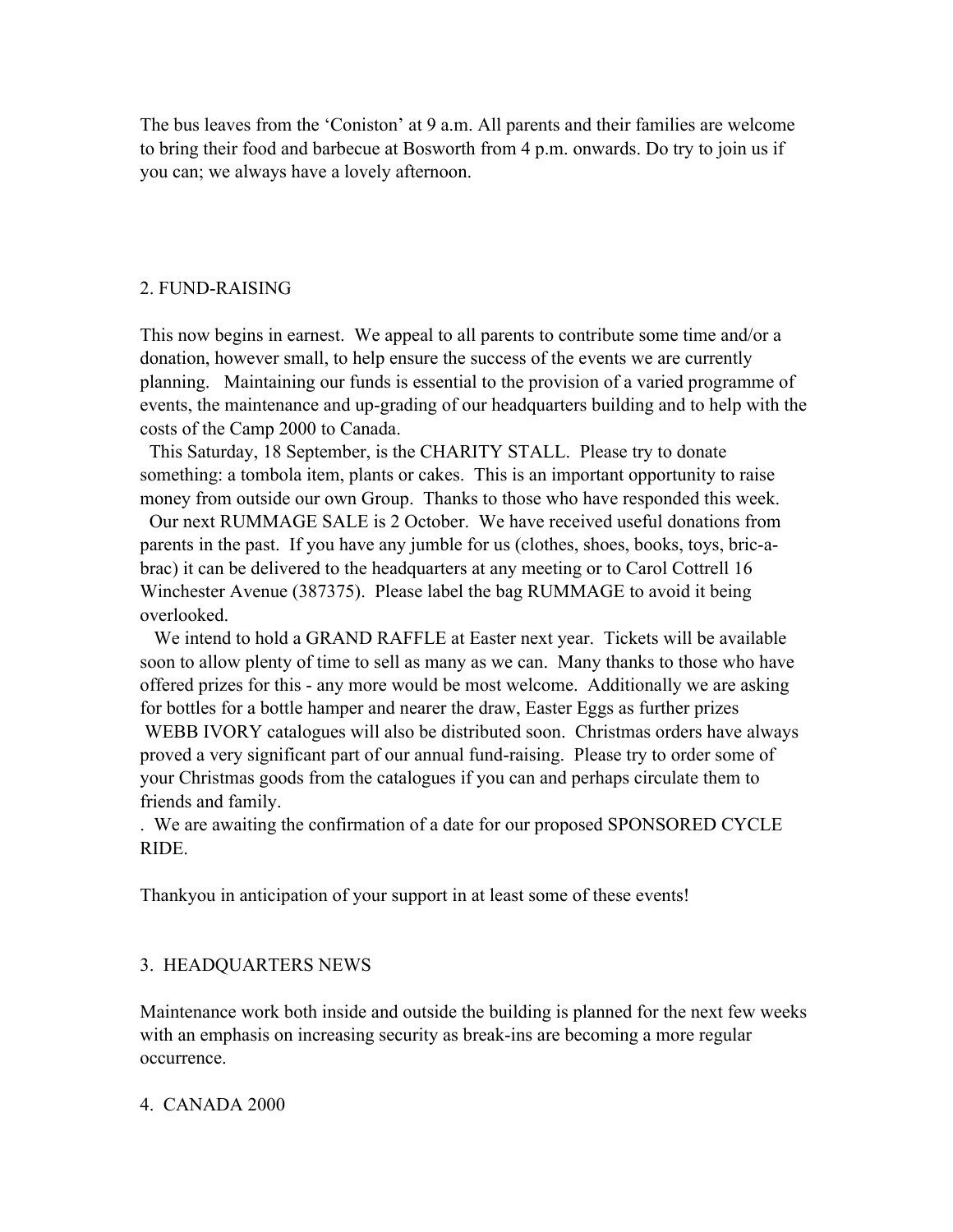The bus leaves from the 'Coniston' at 9 a.m. All parents and their families are welcome to bring their food and barbecue at Bosworth from 4 p.m. onwards. Do try to join us if you can; we always have a lovely afternoon.

## 2. FUND-RAISING

This now begins in earnest. We appeal to all parents to contribute some time and/or a donation, however small, to help ensure the success of the events we are currently planning. Maintaining our funds is essential to the provision of a varied programme of events, the maintenance and up-grading of our headquarters building and to help with the costs of the Camp 2000 to Canada.

This Saturday, 18 September, is the CHARITY STALL. Please try to donate something: a tombola item, plants or cakes. This is an important opportunity to raise money from outside our own Group. Thanks to those who have responded this week.

Our next RUMMAGE SALE is 2 October. We have received useful donations from parents in the past. If you have any jumble for us (clothes, shoes, books, toys, bric-a-brac) it can be delivered to the headquarters at any meeting or to Carol Cottrell 16 Winchester Avenue (387375). Please label the bag RUMMAGE to avoid it being overlooked.

We intend to hold a GRAND RAFFLE at Easter next year. Tickets will be available soon to allow plenty of time to sell as many as we can. Many thanks to those who have offered prizes for this - any more would be most welcome. Additionally we are asking for bottles for a bottle hamper and nearer the draw, Easter Eggs as further prizes

WEBB IVORY catalogues will also be distributed soon. Christmas orders have always proved a very significant part of our annual fund-raising. Please try to order some of your Christmas goods from the catalogues if you can and perhaps circulate them to friends and family.

. We are awaiting the confirmation of a date for our proposed SPONSORED CYCLE RIDE.

Thankyou in anticipation of your support in at least some of these events!

## 3. HEADQUARTERS NEWS

Maintenance work both inside and outside the building is planned for the next few weeks with an emphasis on increasing security as break-ins are becoming a more regular occurrence.

## 4. CANADA 2000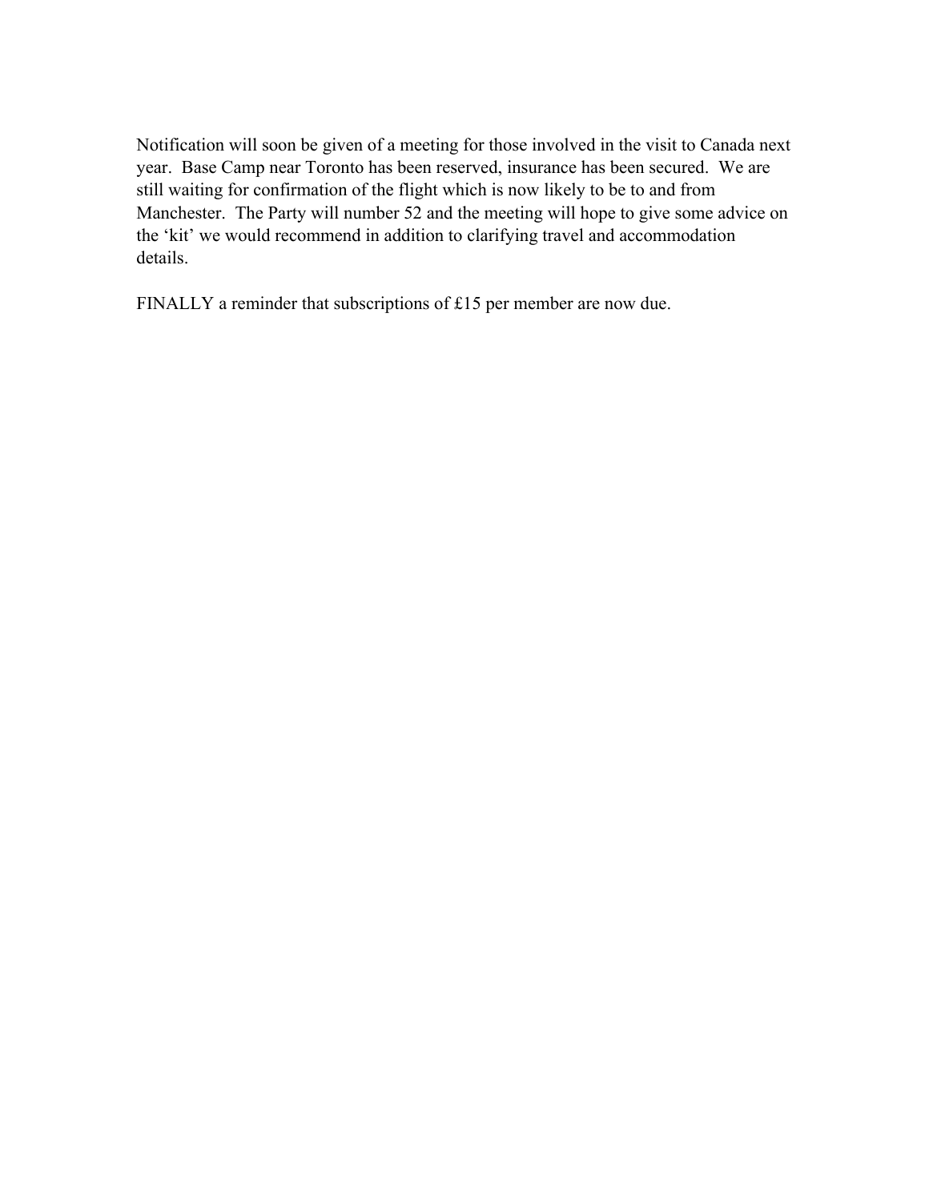Notification will soon be given of a meeting for those involved in the visit to Canada next year.  Base Camp near Toronto has been reserved, insurance has been secured.  We are still waiting for confirmation of the flight which is now likely to be to and from Manchester.  The Party will number 52 and the meeting will hope to give some advice on the 'kit' we would recommend in addition to clarifying travel and accommodation details.

FINALLY a reminder that subscriptions of £15 per member are now due.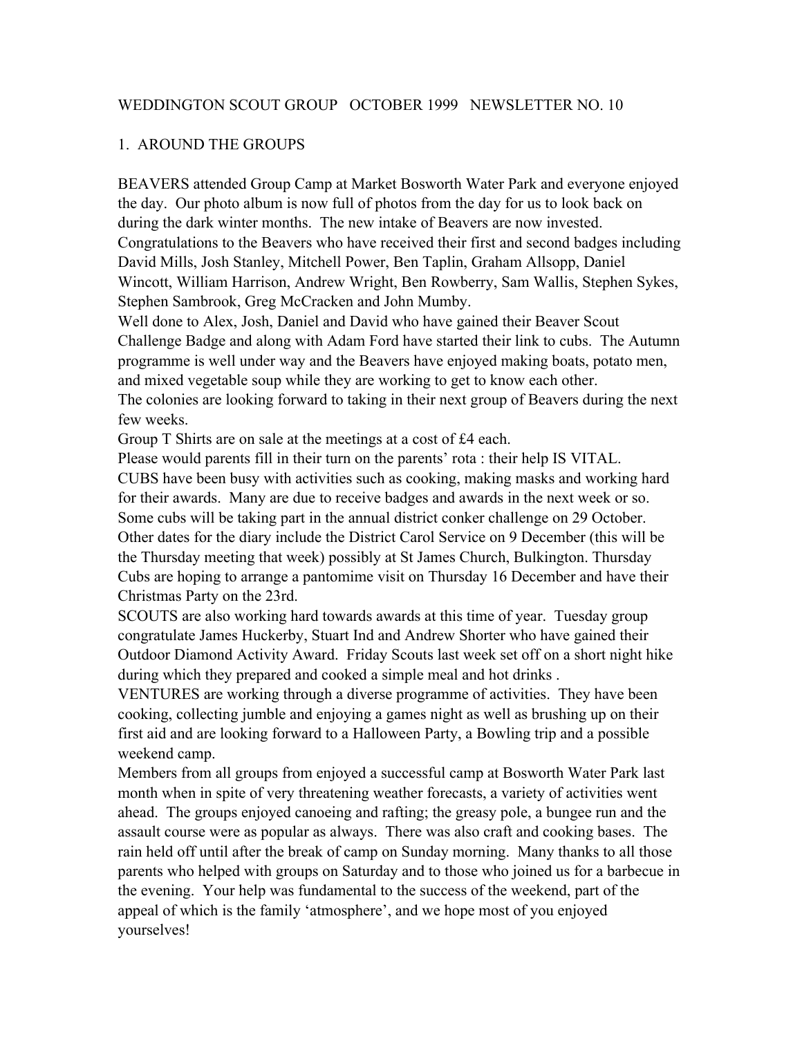WEDDINGTON SCOUT GROUP   OCTOBER 1999   NEWSLETTER NO. 10

## 1. AROUND THE GROUPS

BEAVERS attended Group Camp at Market Bosworth Water Park and everyone enjoyed the day. Our photo album is now full of photos from the day for us to look back on during the dark winter months. The new intake of Beavers are now invested. Congratulations to the Beavers who have received their first and second badges including David Mills, Josh Stanley, Mitchell Power, Ben Taplin, Graham Allsopp, Daniel Wincott, William Harrison, Andrew Wright, Ben Rowberry, Sam Wallis, Stephen Sykes, Stephen Sambrook, Greg McCracken and John Mumby.

Well done to Alex, Josh, Daniel and David who have gained their Beaver Scout Challenge Badge and along with Adam Ford have started their link to cubs. The Autumn programme is well under way and the Beavers have enjoyed making boats, potato men, and mixed vegetable soup while they are working to get to know each other.

The colonies are looking forward to taking in their next group of Beavers during the next few weeks.

Group T Shirts are on sale at the meetings at a cost of £4 each.

Please would parents fill in their turn on the parents' rota : their help IS VITAL.

CUBS have been busy with activities such as cooking, making masks and working hard for their awards. Many are due to receive badges and awards in the next week or so. Some cubs will be taking part in the annual district conker challenge on 29 October. Other dates for the diary include the District Carol Service on 9 December (this will be the Thursday meeting that week) possibly at St James Church, Bulkington. Thursday Cubs are hoping to arrange a pantomime visit on Thursday 16 December and have their Christmas Party on the 23rd.

SCOUTS are also working hard towards awards at this time of year. Tuesday group congratulate James Huckerby, Stuart Ind and Andrew Shorter who have gained their Outdoor Diamond Activity Award. Friday Scouts last week set off on a short night hike during which they prepared and cooked a simple meal and hot drinks .

VENTURES are working through a diverse programme of activities. They have been cooking, collecting jumble and enjoying a games night as well as brushing up on their first aid and are looking forward to a Halloween Party, a Bowling trip and a possible weekend camp.

Members from all groups from enjoyed a successful camp at Bosworth Water Park last month when in spite of very threatening weather forecasts, a variety of activities went ahead. The groups enjoyed canoeing and rafting; the greasy pole, a bungee run and the assault course were as popular as always. There was also craft and cooking bases. The rain held off until after the break of camp on Sunday morning. Many thanks to all those parents who helped with groups on Saturday and to those who joined us for a barbecue in the evening. Your help was fundamental to the success of the weekend, part of the appeal of which is the family 'atmosphere', and we hope most of you enjoyed yourselves!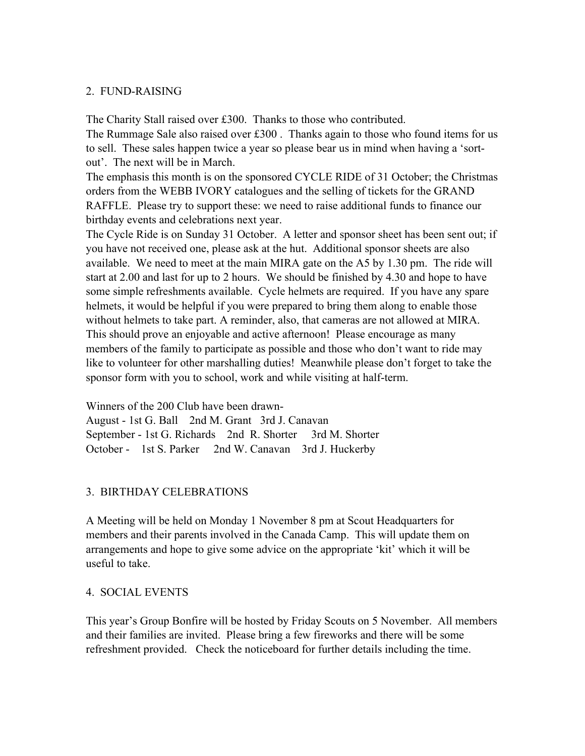## 2. FUND-RAISING

The Charity Stall raised over £300. Thanks to those who contributed.
The Rummage Sale also raised over £300 . Thanks again to those who found items for us to sell. These sales happen twice a year so please bear us in mind when having a 'sort-out'. The next will be in March.
The emphasis this month is on the sponsored CYCLE RIDE of 31 October; the Christmas orders from the WEBB IVORY catalogues and the selling of tickets for the GRAND RAFFLE. Please try to support these: we need to raise additional funds to finance our birthday events and celebrations next year.
The Cycle Ride is on Sunday 31 October. A letter and sponsor sheet has been sent out; if you have not received one, please ask at the hut. Additional sponsor sheets are also available. We need to meet at the main MIRA gate on the A5 by 1.30 pm. The ride will start at 2.00 and last for up to 2 hours. We should be finished by 4.30 and hope to have some simple refreshments available. Cycle helmets are required. If you have any spare helmets, it would be helpful if you were prepared to bring them along to enable those without helmets to take part. A reminder, also, that cameras are not allowed at MIRA. This should prove an enjoyable and active afternoon! Please encourage as many members of the family to participate as possible and those who don't want to ride may like to volunteer for other marshalling duties! Meanwhile please don't forget to take the sponsor form with you to school, work and while visiting at half-term.

Winners of the 200 Club have been drawn-
August - 1st G. Ball 2nd M. Grant 3rd J. Canavan
September - 1st G. Richards 2nd R. Shorter 3rd M. Shorter
October - 1st S. Parker 2nd W. Canavan 3rd J. Huckerby

## 3. BIRTHDAY CELEBRATIONS

A Meeting will be held on Monday 1 November 8 pm at Scout Headquarters for members and their parents involved in the Canada Camp. This will update them on arrangements and hope to give some advice on the appropriate 'kit' which it will be useful to take.

## 4. SOCIAL EVENTS

This year's Group Bonfire will be hosted by Friday Scouts on 5 November. All members and their families are invited. Please bring a few fireworks and there will be some refreshment provided. Check the noticeboard for further details including the time.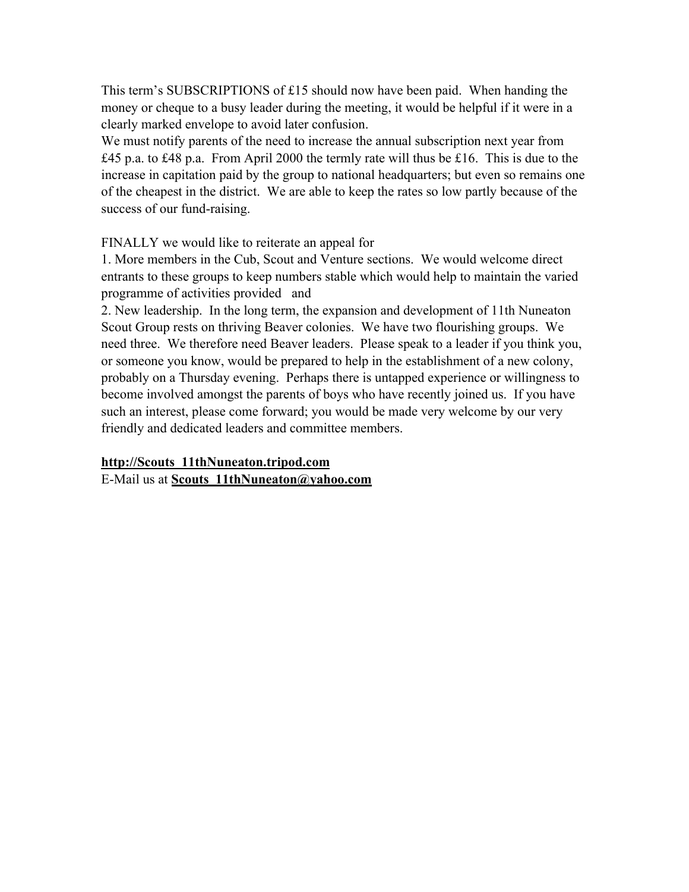This term's SUBSCRIPTIONS of £15 should now have been paid. When handing the money or cheque to a busy leader during the meeting, it would be helpful if it were in a clearly marked envelope to avoid later confusion.

We must notify parents of the need to increase the annual subscription next year from £45 p.a. to £48 p.a. From April 2000 the termly rate will thus be £16. This is due to the increase in capitation paid by the group to national headquarters; but even so remains one of the cheapest in the district. We are able to keep the rates so low partly because of the success of our fund-raising.

FINALLY we would like to reiterate an appeal for

1. More members in the Cub, Scout and Venture sections. We would welcome direct entrants to these groups to keep numbers stable which would help to maintain the varied programme of activities provided and
2. New leadership. In the long term, the expansion and development of 11th Nuneaton Scout Group rests on thriving Beaver colonies. We have two flourishing groups. We need three. We therefore need Beaver leaders. Please speak to a leader if you think you, or someone you know, would be prepared to help in the establishment of a new colony, probably on a Thursday evening. Perhaps there is untapped experience or willingness to become involved amongst the parents of boys who have recently joined us. If you have such an interest, please come forward; you would be made very welcome by our very friendly and dedicated leaders and committee members.

**http://Scouts_11thNuneaton.tripod.com**

E-Mail us at **Scouts_11thNuneaton@yahoo.com**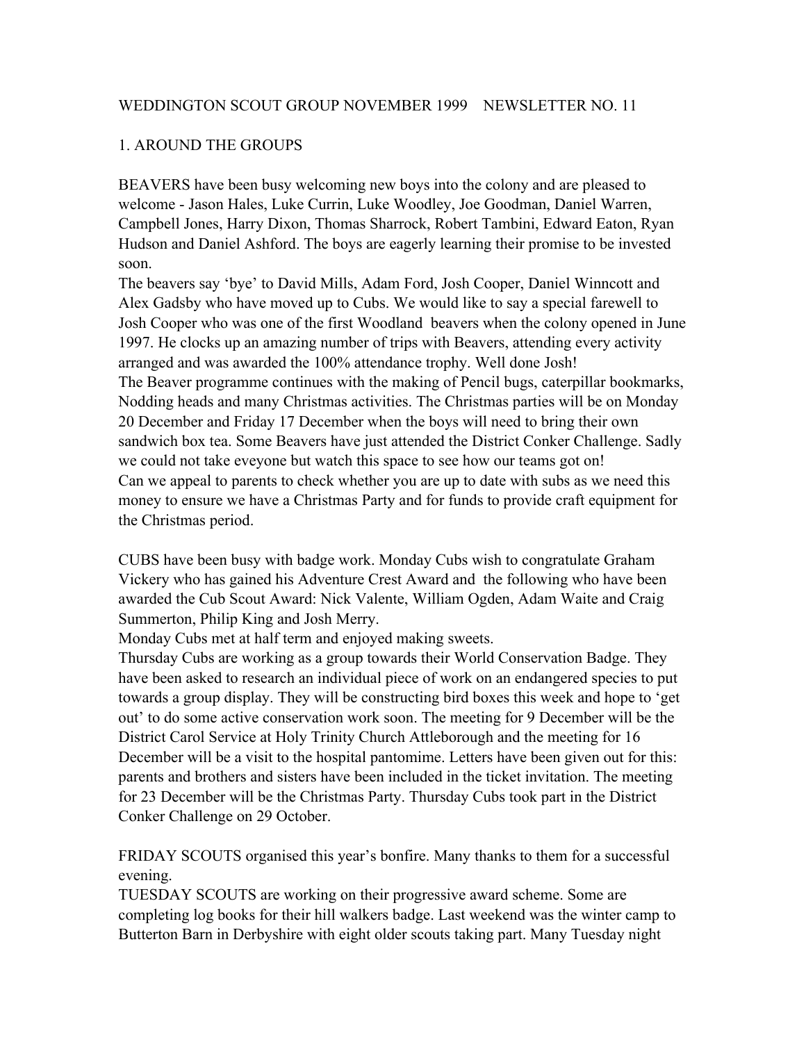WEDDINGTON SCOUT GROUP NOVEMBER 1999    NEWSLETTER NO. 11

## 1. AROUND THE GROUPS

BEAVERS have been busy welcoming new boys into the colony and are pleased to welcome - Jason Hales, Luke Currin, Luke Woodley, Joe Goodman, Daniel Warren, Campbell Jones, Harry Dixon, Thomas Sharrock, Robert Tambini, Edward Eaton, Ryan Hudson and Daniel Ashford. The boys are eagerly learning their promise to be invested soon.

The beavers say 'bye' to David Mills, Adam Ford, Josh Cooper, Daniel Winncott and Alex Gadsby who have moved up to Cubs. We would like to say a special farewell to Josh Cooper who was one of the first Woodland beavers when the colony opened in June 1997. He clocks up an amazing number of trips with Beavers, attending every activity arranged and was awarded the 100% attendance trophy. Well done Josh!

The Beaver programme continues with the making of Pencil bugs, caterpillar bookmarks, Nodding heads and many Christmas activities. The Christmas parties will be on Monday 20 December and Friday 17 December when the boys will need to bring their own sandwich box tea. Some Beavers have just attended the District Conker Challenge. Sadly we could not take eveyone but watch this space to see how our teams got on!

Can we appeal to parents to check whether you are up to date with subs as we need this money to ensure we have a Christmas Party and for funds to provide craft equipment for the Christmas period.

CUBS have been busy with badge work. Monday Cubs wish to congratulate Graham Vickery who has gained his Adventure Crest Award and the following who have been awarded the Cub Scout Award: Nick Valente, William Ogden, Adam Waite and Craig Summerton, Philip King and Josh Merry.

Monday Cubs met at half term and enjoyed making sweets.

Thursday Cubs are working as a group towards their World Conservation Badge. They have been asked to research an individual piece of work on an endangered species to put towards a group display. They will be constructing bird boxes this week and hope to 'get out' to do some active conservation work soon. The meeting for 9 December will be the District Carol Service at Holy Trinity Church Attleborough and the meeting for 16 December will be a visit to the hospital pantomime. Letters have been given out for this: parents and brothers and sisters have been included in the ticket invitation. The meeting for 23 December will be the Christmas Party. Thursday Cubs took part in the District Conker Challenge on 29 October.

FRIDAY SCOUTS organised this year's bonfire. Many thanks to them for a successful evening.

TUESDAY SCOUTS are working on their progressive award scheme. Some are completing log books for their hill walkers badge. Last weekend was the winter camp to Butterton Barn in Derbyshire with eight older scouts taking part. Many Tuesday night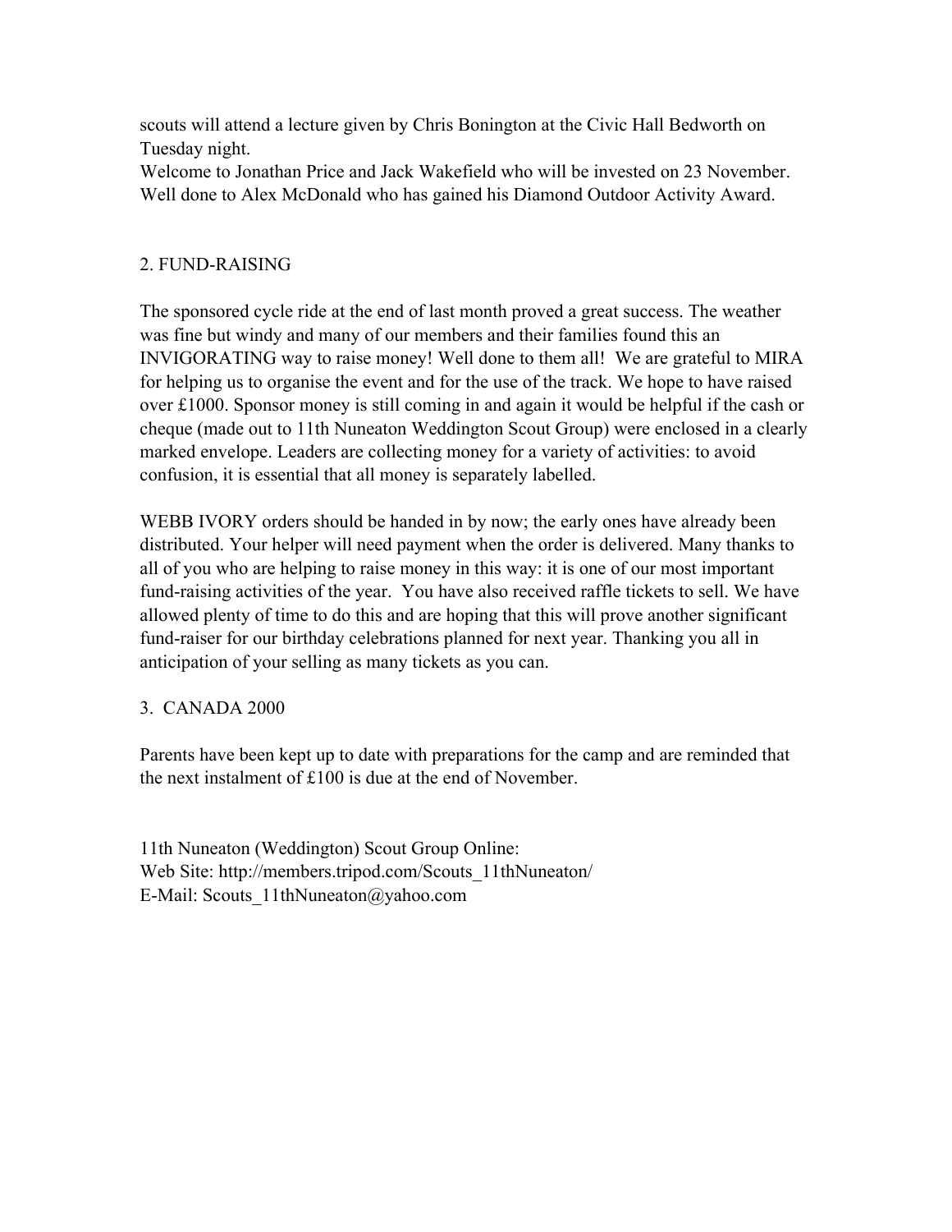scouts will attend a lecture given by Chris Bonington at the Civic Hall Bedworth on Tuesday night.
Welcome to Jonathan Price and Jack Wakefield who will be invested on 23 November.
Well done to Alex McDonald who has gained his Diamond Outdoor Activity Award.

## 2. FUND-RAISING

The sponsored cycle ride at the end of last month proved a great success. The weather was fine but windy and many of our members and their families found this an INVIGORATING way to raise money! Well done to them all! We are grateful to MIRA for helping us to organise the event and for the use of the track. We hope to have raised over £1000. Sponsor money is still coming in and again it would be helpful if the cash or cheque (made out to 11th Nuneaton Weddington Scout Group) were enclosed in a clearly marked envelope. Leaders are collecting money for a variety of activities: to avoid confusion, it is essential that all money is separately labelled.

WEBB IVORY orders should be handed in by now; the early ones have already been distributed. Your helper will need payment when the order is delivered. Many thanks to all of you who are helping to raise money in this way: it is one of our most important fund-raising activities of the year. You have also received raffle tickets to sell. We have allowed plenty of time to do this and are hoping that this will prove another significant fund-raiser for our birthday celebrations planned for next year. Thanking you all in anticipation of your selling as many tickets as you can.

## 3. CANADA 2000

Parents have been kept up to date with preparations for the camp and are reminded that the next instalment of £100 is due at the end of November.

11th Nuneaton (Weddington) Scout Group Online:
Web Site: http://members.tripod.com/Scouts_11thNuneaton/
E-Mail: Scouts_11thNuneaton@yahoo.com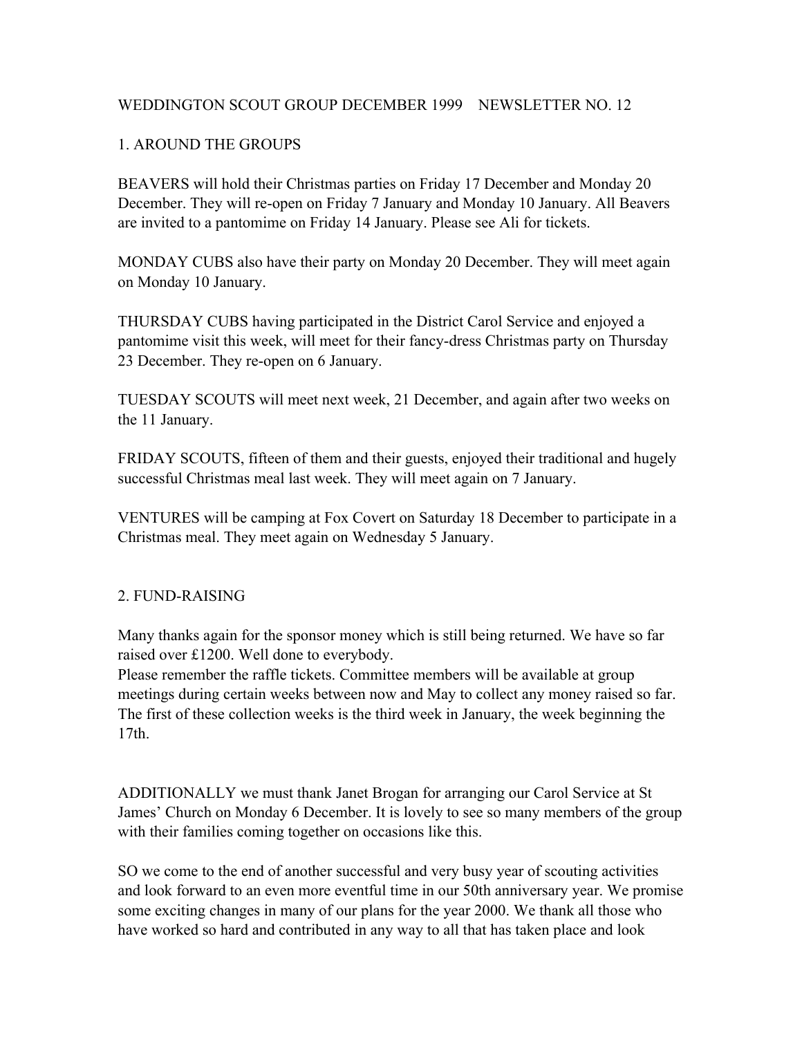WEDDINGTON SCOUT GROUP DECEMBER 1999 NEWSLETTER NO. 12

## 1. AROUND THE GROUPS

BEAVERS will hold their Christmas parties on Friday 17 December and Monday 20 December. They will re-open on Friday 7 January and Monday 10 January. All Beavers are invited to a pantomime on Friday 14 January. Please see Ali for tickets.

MONDAY CUBS also have their party on Monday 20 December. They will meet again on Monday 10 January.

THURSDAY CUBS having participated in the District Carol Service and enjoyed a pantomime visit this week, will meet for their fancy-dress Christmas party on Thursday 23 December. They re-open on 6 January.

TUESDAY SCOUTS will meet next week, 21 December, and again after two weeks on the 11 January.

FRIDAY SCOUTS, fifteen of them and their guests, enjoyed their traditional and hugely successful Christmas meal last week. They will meet again on 7 January.

VENTURES will be camping at Fox Covert on Saturday 18 December to participate in a Christmas meal. They meet again on Wednesday 5 January.

## 2. FUND-RAISING

Many thanks again for the sponsor money which is still being returned. We have so far raised over £1200. Well done to everybody.
Please remember the raffle tickets. Committee members will be available at group meetings during certain weeks between now and May to collect any money raised so far. The first of these collection weeks is the third week in January, the week beginning the 17th.

ADDITIONALLY we must thank Janet Brogan for arranging our Carol Service at St James' Church on Monday 6 December. It is lovely to see so many members of the group with their families coming together on occasions like this.

SO we come to the end of another successful and very busy year of scouting activities and look forward to an even more eventful time in our 50th anniversary year. We promise some exciting changes in many of our plans for the year 2000. We thank all those who have worked so hard and contributed in any way to all that has taken place and look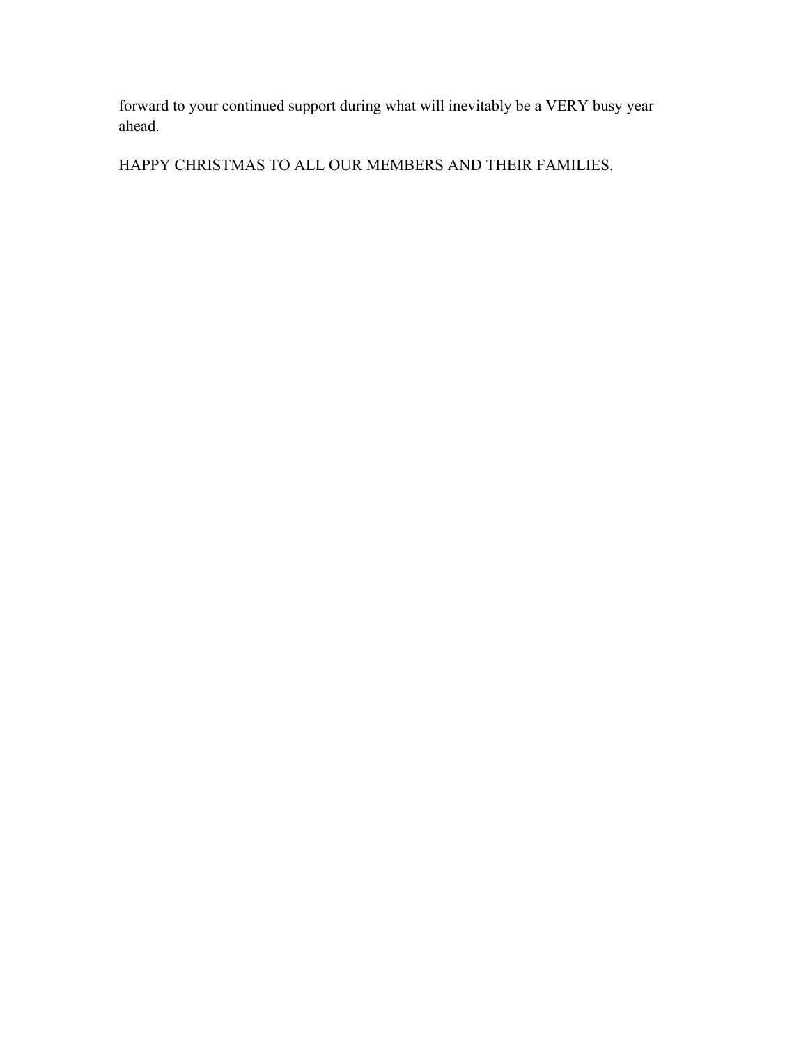forward to your continued support during what will inevitably be a VERY busy year ahead.

HAPPY CHRISTMAS TO ALL OUR MEMBERS AND THEIR FAMILIES.